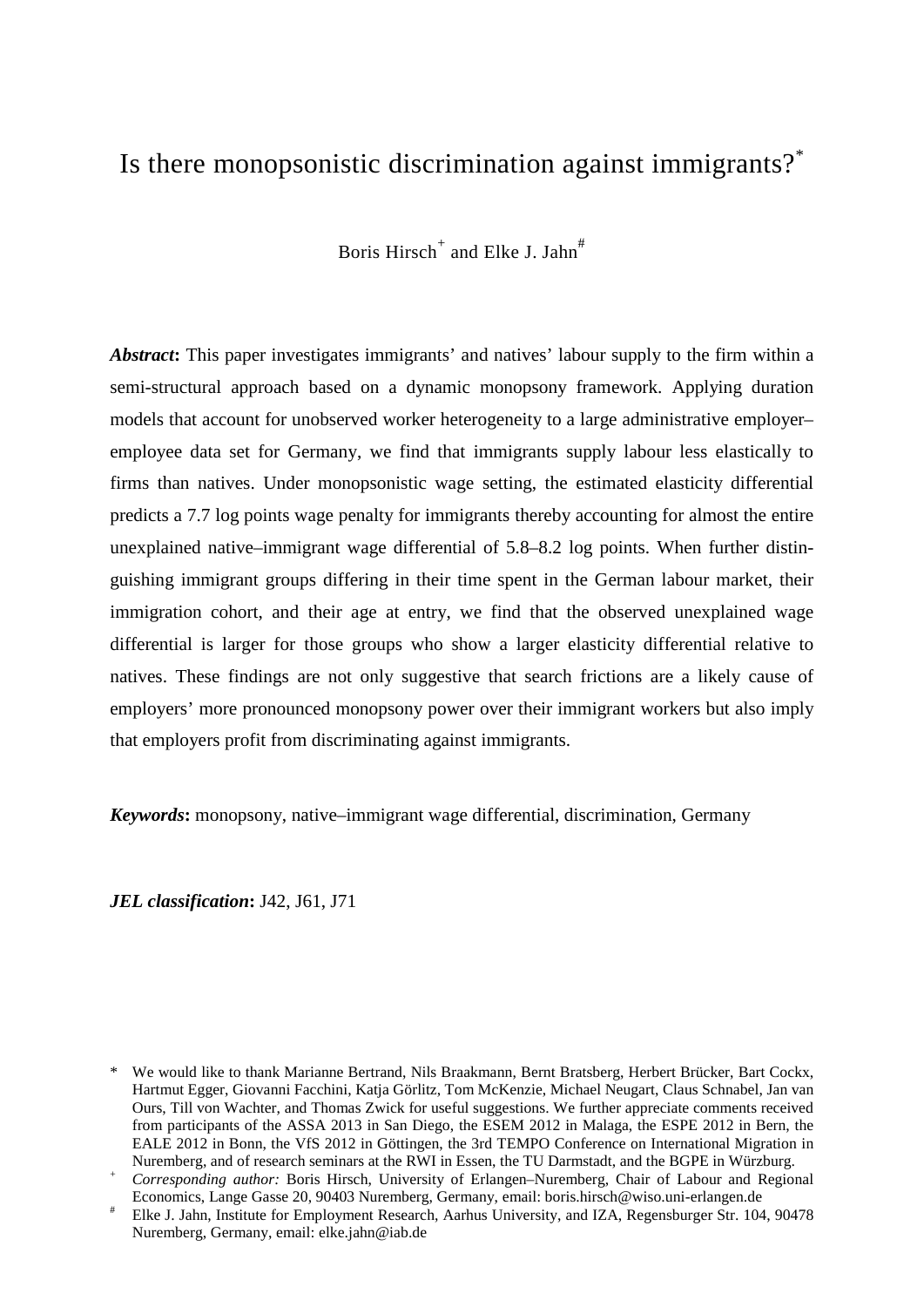# Is there monopsonistic discrimination against immigrants?[*]

Boris Hirsch[+] and Elke J. Jahn[#]

***Abstract*:** This paper investigates immigrants' and natives' labour supply to the firm within a semi-structural approach based on a dynamic monopsony framework. Applying duration models that account for unobserved worker heterogeneity to a large administrative employer–employee data set for Germany, we find that immigrants supply labour less elastically to firms than natives. Under monopsonistic wage setting, the estimated elasticity differential predicts a 7.7 log points wage penalty for immigrants thereby accounting for almost the entire unexplained native–immigrant wage differential of 5.8–8.2 log points. When further distinguishing immigrant groups differing in their time spent in the German labour market, their immigration cohort, and their age at entry, we find that the observed unexplained wage differential is larger for those groups who show a larger elasticity differential relative to natives. These findings are not only suggestive that search frictions are a likely cause of employers' more pronounced monopsony power over their immigrant workers but also imply that employers profit from discriminating against immigrants.

***Keywords*:** monopsony, native–immigrant wage differential, discrimination, Germany

***JEL classification*:** J42, J61, J71

---

[*] We would like to thank Marianne Bertrand, Nils Braakmann, Bernt Bratsberg, Herbert Brücker, Bart Cockx, Hartmut Egger, Giovanni Facchini, Katja Görlitz, Tom McKenzie, Michael Neugart, Claus Schnabel, Jan van Ours, Till von Wachter, and Thomas Zwick for useful suggestions. We further appreciate comments received from participants of the ASSA 2013 in San Diego, the ESEM 2012 in Malaga, the ESPE 2012 in Bern, the EALE 2012 in Bonn, the VfS 2012 in Göttingen, the 3rd TEMPO Conference on International Migration in Nuremberg, and of research seminars at the RWI in Essen, the TU Darmstadt, and the BGPE in Würzburg.

[+] *Corresponding author:* Boris Hirsch, University of Erlangen–Nuremberg, Chair of Labour and Regional Economics, Lange Gasse 20, 90403 Nuremberg, Germany, email: boris.hirsch@wiso.uni-erlangen.de

[#] Elke J. Jahn, Institute for Employment Research, Aarhus University, and IZA, Regensburger Str. 104, 90478 Nuremberg, Germany, email: elke.jahn@iab.de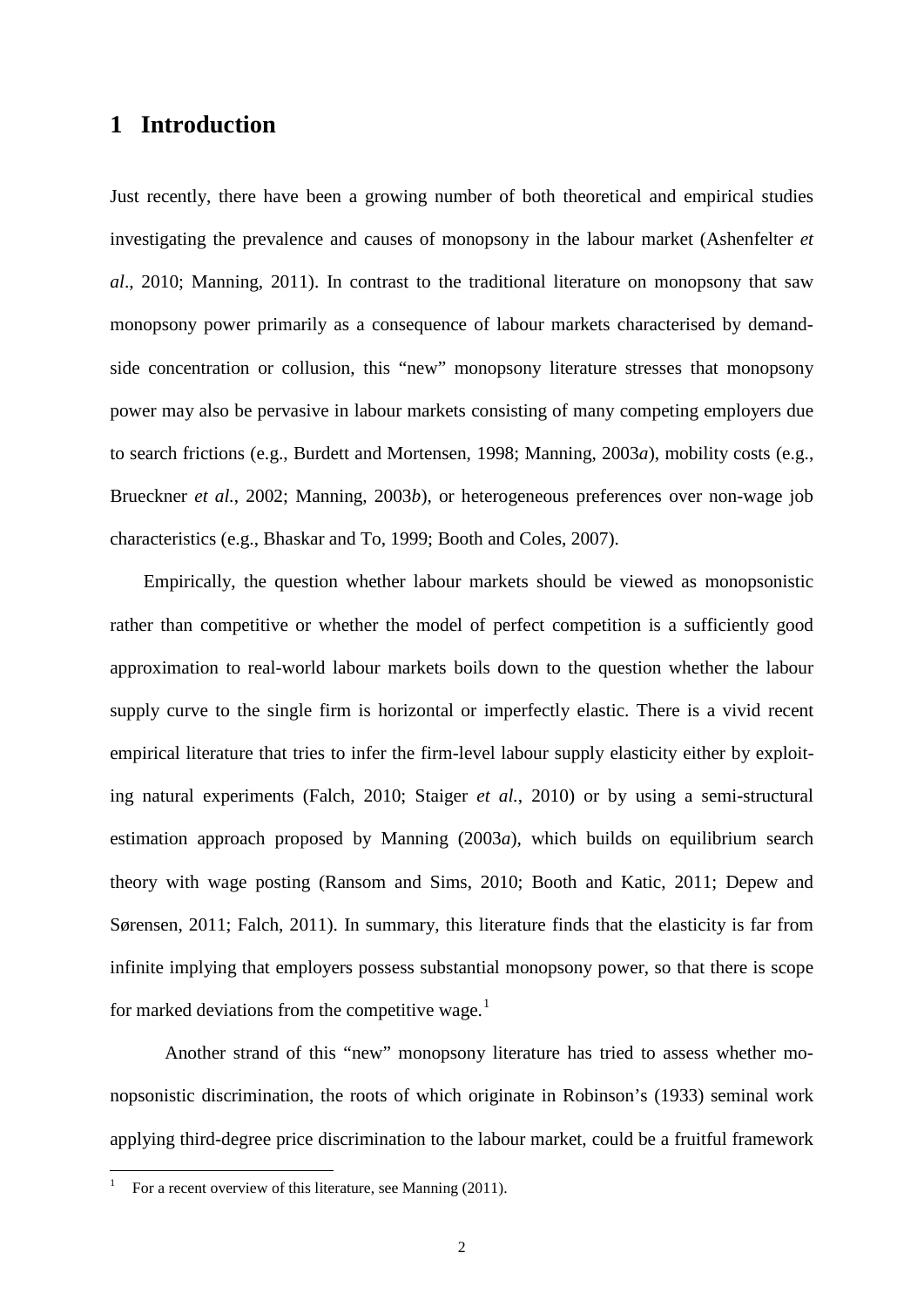# 1 Introduction

Just recently, there have been a growing number of both theoretical and empirical studies investigating the prevalence and causes of monopsony in the labour market (Ashenfelter *et al*., 2010; Manning, 2011). In contrast to the traditional literature on monopsony that saw monopsony power primarily as a consequence of labour markets characterised by demand-side concentration or collusion, this "new" monopsony literature stresses that monopsony power may also be pervasive in labour markets consisting of many competing employers due to search frictions (e.g., Burdett and Mortensen, 1998; Manning, 2003*a*), mobility costs (e.g., Brueckner *et al.*, 2002; Manning, 2003*b*), or heterogeneous preferences over non-wage job characteristics (e.g., Bhaskar and To, 1999; Booth and Coles, 2007).

Empirically, the question whether labour markets should be viewed as monopsonistic rather than competitive or whether the model of perfect competition is a sufficiently good approximation to real-world labour markets boils down to the question whether the labour supply curve to the single firm is horizontal or imperfectly elastic. There is a vivid recent empirical literature that tries to infer the firm-level labour supply elasticity either by exploiting natural experiments (Falch, 2010; Staiger *et al.*, 2010) or by using a semi-structural estimation approach proposed by Manning (2003*a*), which builds on equilibrium search theory with wage posting (Ransom and Sims, 2010; Booth and Katic, 2011; Depew and Sørensen, 2011; Falch, 2011). In summary, this literature finds that the elasticity is far from infinite implying that employers possess substantial monopsony power, so that there is scope for marked deviations from the competitive wage.[1]

Another strand of this "new" monopsony literature has tried to assess whether monopsonistic discrimination, the roots of which originate in Robinson's (1933) seminal work applying third-degree price discrimination to the labour market, could be a fruitful framework

[1] For a recent overview of this literature, see Manning (2011).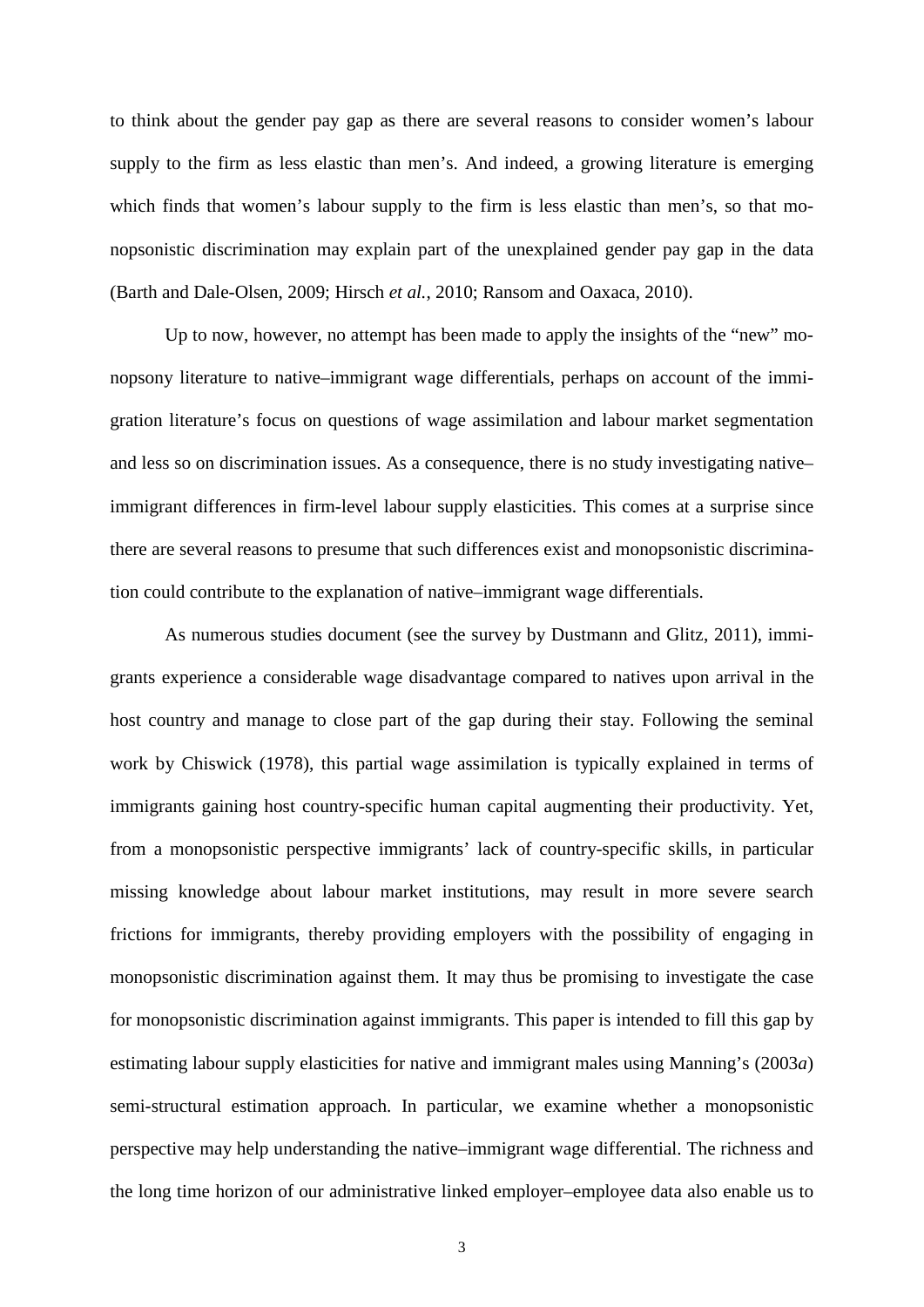to think about the gender pay gap as there are several reasons to consider women's labour supply to the firm as less elastic than men's. And indeed, a growing literature is emerging which finds that women's labour supply to the firm is less elastic than men's, so that monopsonistic discrimination may explain part of the unexplained gender pay gap in the data (Barth and Dale-Olsen, 2009; Hirsch *et al.*, 2010; Ransom and Oaxaca, 2010).

Up to now, however, no attempt has been made to apply the insights of the "new" monopsony literature to native–immigrant wage differentials, perhaps on account of the immigration literature's focus on questions of wage assimilation and labour market segmentation and less so on discrimination issues. As a consequence, there is no study investigating native–immigrant differences in firm-level labour supply elasticities. This comes at a surprise since there are several reasons to presume that such differences exist and monopsonistic discrimination could contribute to the explanation of native–immigrant wage differentials.

As numerous studies document (see the survey by Dustmann and Glitz, 2011), immigrants experience a considerable wage disadvantage compared to natives upon arrival in the host country and manage to close part of the gap during their stay. Following the seminal work by Chiswick (1978), this partial wage assimilation is typically explained in terms of immigrants gaining host country-specific human capital augmenting their productivity. Yet, from a monopsonistic perspective immigrants' lack of country-specific skills, in particular missing knowledge about labour market institutions, may result in more severe search frictions for immigrants, thereby providing employers with the possibility of engaging in monopsonistic discrimination against them. It may thus be promising to investigate the case for monopsonistic discrimination against immigrants. This paper is intended to fill this gap by estimating labour supply elasticities for native and immigrant males using Manning's (2003*a*) semi-structural estimation approach. In particular, we examine whether a monopsonistic perspective may help understanding the native–immigrant wage differential. The richness and the long time horizon of our administrative linked employer–employee data also enable us to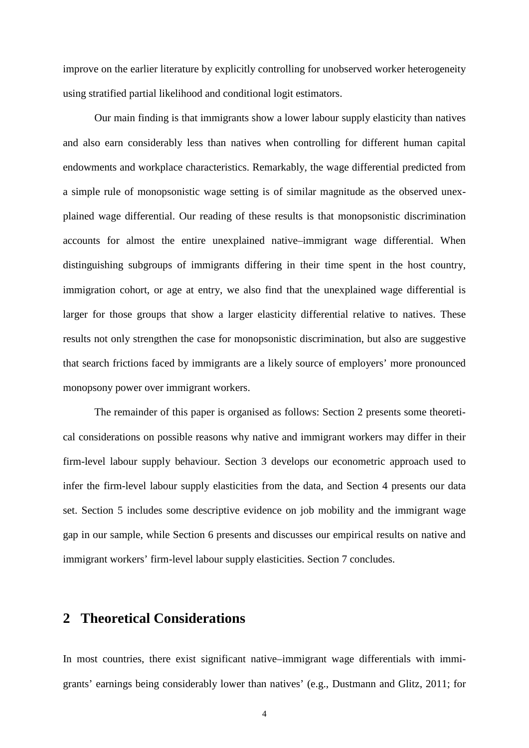improve on the earlier literature by explicitly controlling for unobserved worker heterogeneity using stratified partial likelihood and conditional logit estimators.

Our main finding is that immigrants show a lower labour supply elasticity than natives and also earn considerably less than natives when controlling for different human capital endowments and workplace characteristics. Remarkably, the wage differential predicted from a simple rule of monopsonistic wage setting is of similar magnitude as the observed unexplained wage differential. Our reading of these results is that monopsonistic discrimination accounts for almost the entire unexplained native–immigrant wage differential. When distinguishing subgroups of immigrants differing in their time spent in the host country, immigration cohort, or age at entry, we also find that the unexplained wage differential is larger for those groups that show a larger elasticity differential relative to natives. These results not only strengthen the case for monopsonistic discrimination, but also are suggestive that search frictions faced by immigrants are a likely source of employers' more pronounced monopsony power over immigrant workers.

The remainder of this paper is organised as follows: Section 2 presents some theoretical considerations on possible reasons why native and immigrant workers may differ in their firm-level labour supply behaviour. Section 3 develops our econometric approach used to infer the firm-level labour supply elasticities from the data, and Section 4 presents our data set. Section 5 includes some descriptive evidence on job mobility and the immigrant wage gap in our sample, while Section 6 presents and discusses our empirical results on native and immigrant workers' firm-level labour supply elasticities. Section 7 concludes.

# 2 Theoretical Considerations

In most countries, there exist significant native–immigrant wage differentials with immigrants' earnings being considerably lower than natives' (e.g., Dustmann and Glitz, 2011; for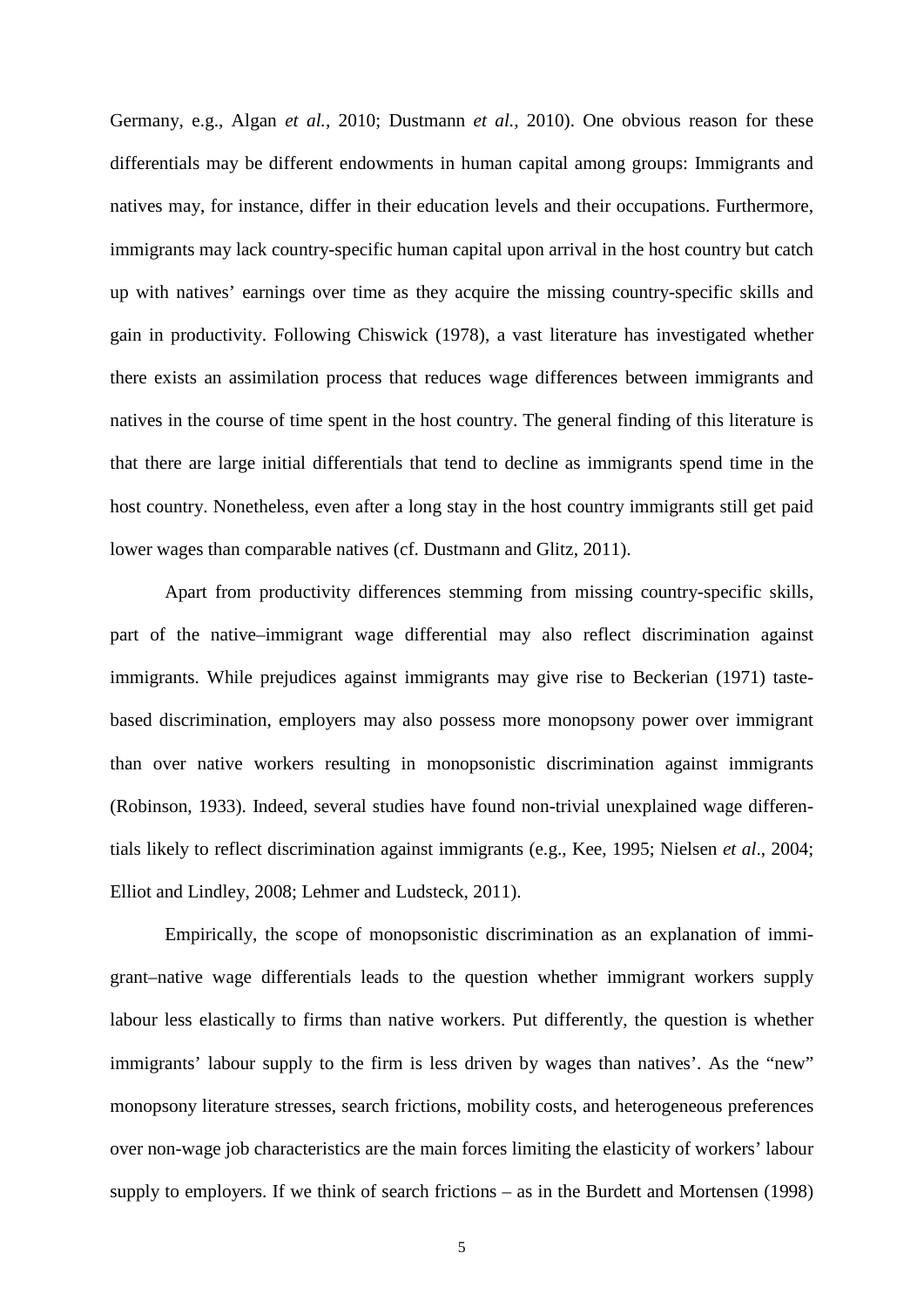Germany, e.g., Algan *et al.*, 2010; Dustmann *et al.*, 2010). One obvious reason for these differentials may be different endowments in human capital among groups: Immigrants and natives may, for instance, differ in their education levels and their occupations. Furthermore, immigrants may lack country-specific human capital upon arrival in the host country but catch up with natives' earnings over time as they acquire the missing country-specific skills and gain in productivity. Following Chiswick (1978), a vast literature has investigated whether there exists an assimilation process that reduces wage differences between immigrants and natives in the course of time spent in the host country. The general finding of this literature is that there are large initial differentials that tend to decline as immigrants spend time in the host country. Nonetheless, even after a long stay in the host country immigrants still get paid lower wages than comparable natives (cf. Dustmann and Glitz, 2011).

Apart from productivity differences stemming from missing country-specific skills, part of the native–immigrant wage differential may also reflect discrimination against immigrants. While prejudices against immigrants may give rise to Beckerian (1971) taste-based discrimination, employers may also possess more monopsony power over immigrant than over native workers resulting in monopsonistic discrimination against immigrants (Robinson, 1933). Indeed, several studies have found non-trivial unexplained wage differentials likely to reflect discrimination against immigrants (e.g., Kee, 1995; Nielsen *et al*., 2004; Elliot and Lindley, 2008; Lehmer and Ludsteck, 2011).

Empirically, the scope of monopsonistic discrimination as an explanation of immigrant–native wage differentials leads to the question whether immigrant workers supply labour less elastically to firms than native workers. Put differently, the question is whether immigrants' labour supply to the firm is less driven by wages than natives'. As the "new" monopsony literature stresses, search frictions, mobility costs, and heterogeneous preferences over non-wage job characteristics are the main forces limiting the elasticity of workers' labour supply to employers. If we think of search frictions – as in the Burdett and Mortensen (1998)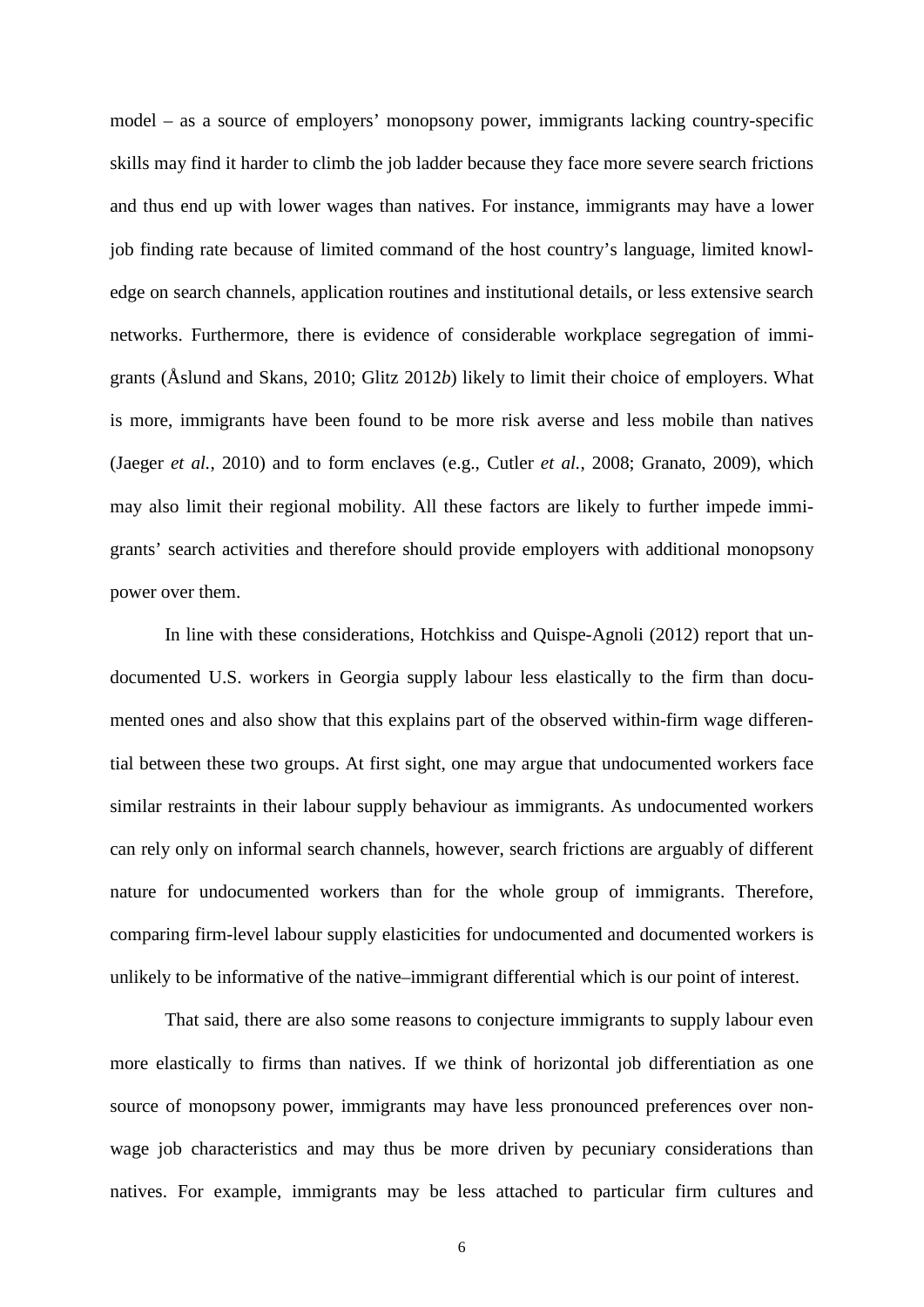model – as a source of employers' monopsony power, immigrants lacking country-specific skills may find it harder to climb the job ladder because they face more severe search frictions and thus end up with lower wages than natives. For instance, immigrants may have a lower job finding rate because of limited command of the host country's language, limited knowledge on search channels, application routines and institutional details, or less extensive search networks. Furthermore, there is evidence of considerable workplace segregation of immigrants (Åslund and Skans, 2010; Glitz 2012*b*) likely to limit their choice of employers. What is more, immigrants have been found to be more risk averse and less mobile than natives (Jaeger *et al.*, 2010) and to form enclaves (e.g., Cutler *et al.*, 2008; Granato, 2009), which may also limit their regional mobility. All these factors are likely to further impede immigrants' search activities and therefore should provide employers with additional monopsony power over them.

In line with these considerations, Hotchkiss and Quispe-Agnoli (2012) report that undocumented U.S. workers in Georgia supply labour less elastically to the firm than documented ones and also show that this explains part of the observed within-firm wage differential between these two groups. At first sight, one may argue that undocumented workers face similar restraints in their labour supply behaviour as immigrants. As undocumented workers can rely only on informal search channels, however, search frictions are arguably of different nature for undocumented workers than for the whole group of immigrants. Therefore, comparing firm-level labour supply elasticities for undocumented and documented workers is unlikely to be informative of the native–immigrant differential which is our point of interest.

That said, there are also some reasons to conjecture immigrants to supply labour even more elastically to firms than natives. If we think of horizontal job differentiation as one source of monopsony power, immigrants may have less pronounced preferences over non-wage job characteristics and may thus be more driven by pecuniary considerations than natives. For example, immigrants may be less attached to particular firm cultures and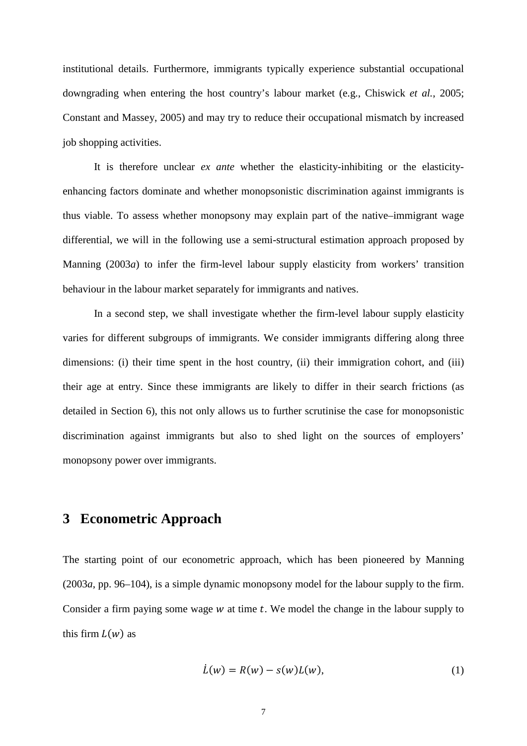institutional details. Furthermore, immigrants typically experience substantial occupational downgrading when entering the host country's labour market (e.g., Chiswick *et al.*, 2005; Constant and Massey, 2005) and may try to reduce their occupational mismatch by increased job shopping activities.

It is therefore unclear *ex ante* whether the elasticity-inhibiting or the elasticity-enhancing factors dominate and whether monopsonistic discrimination against immigrants is thus viable. To assess whether monopsony may explain part of the native–immigrant wage differential, we will in the following use a semi-structural estimation approach proposed by Manning (2003*a*) to infer the firm-level labour supply elasticity from workers' transition behaviour in the labour market separately for immigrants and natives.

In a second step, we shall investigate whether the firm-level labour supply elasticity varies for different subgroups of immigrants. We consider immigrants differing along three dimensions: (i) their time spent in the host country, (ii) their immigration cohort, and (iii) their age at entry. Since these immigrants are likely to differ in their search frictions (as detailed in Section 6), this not only allows us to further scrutinise the case for monopsonistic discrimination against immigrants but also to shed light on the sources of employers' monopsony power over immigrants.

# 3 Econometric Approach

The starting point of our econometric approach, which has been pioneered by Manning (2003*a*, pp. 96–104), is a simple dynamic monopsony model for the labour supply to the firm. Consider a firm paying some wage $w$ at time $t$. We model the change in the labour supply to this firm $L(w)$ as

$$\dot{L}(w) = R(w) - s(w)L(w), \tag{1}$$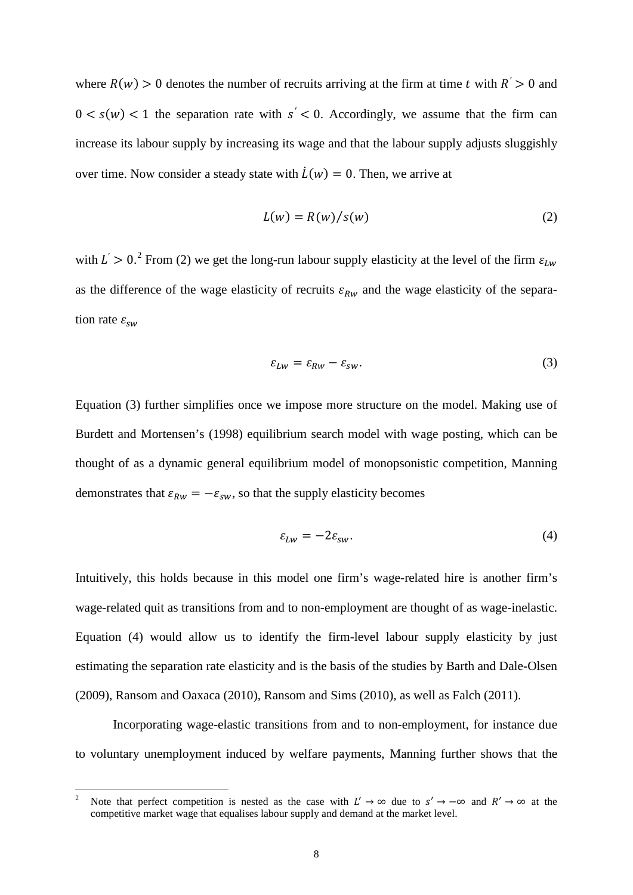where $R(w) > 0$ denotes the number of recruits arriving at the firm at time $t$ with $R' > 0$ and $0 < s(w) < 1$ the separation rate with $s' < 0$. Accordingly, we assume that the firm can increase its labour supply by increasing its wage and that the labour supply adjusts sluggishly over time. Now consider a steady state with $\dot{L}(w) = 0$. Then, we arrive at

$$L(w) = R(w)/s(w) \tag{2}$$

with $L' > 0$.[2] From (2) we get the long-run labour supply elasticity at the level of the firm $\varepsilon_{Lw}$ as the difference of the wage elasticity of recruits $\varepsilon_{Rw}$ and the wage elasticity of the separation rate $\varepsilon_{sw}$

$$\varepsilon_{Lw} = \varepsilon_{Rw} - \varepsilon_{sw}. \tag{3}$$

Equation (3) further simplifies once we impose more structure on the model. Making use of Burdett and Mortensen's (1998) equilibrium search model with wage posting, which can be thought of as a dynamic general equilibrium model of monopsonistic competition, Manning demonstrates that $\varepsilon_{Rw} = -\varepsilon_{sw}$, so that the supply elasticity becomes

$$\varepsilon_{Lw} = -2\varepsilon_{sw}. \tag{4}$$

Intuitively, this holds because in this model one firm's wage-related hire is another firm's wage-related quit as transitions from and to non-employment are thought of as wage-inelastic. Equation (4) would allow us to identify the firm-level labour supply elasticity by just estimating the separation rate elasticity and is the basis of the studies by Barth and Dale-Olsen (2009), Ransom and Oaxaca (2010), Ransom and Sims (2010), as well as Falch (2011).

Incorporating wage-elastic transitions from and to non-employment, for instance due to voluntary unemployment induced by welfare payments, Manning further shows that the

[2] Note that perfect competition is nested as the case with $L' \to \infty$ due to $s' \to -\infty$ and $R' \to \infty$ at the competitive market wage that equalises labour supply and demand at the market level.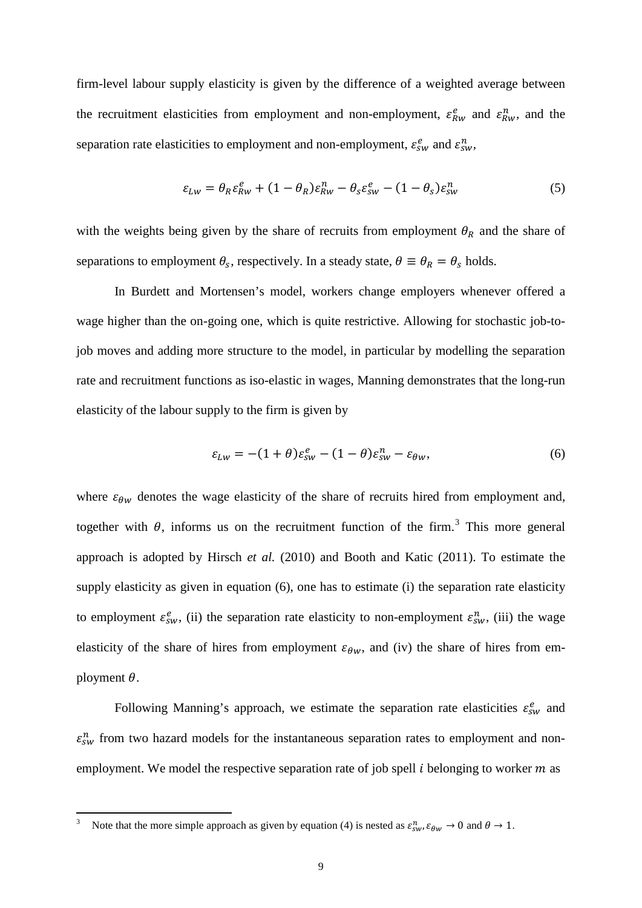firm-level labour supply elasticity is given by the difference of a weighted average between the recruitment elasticities from employment and non-employment, $\varepsilon_{Rw}^{e}$ and $\varepsilon_{Rw}^{n}$, and the separation rate elasticities to employment and non-employment, $\varepsilon_{sw}^{e}$ and $\varepsilon_{sw}^{n}$,

$$\varepsilon_{Lw} = \theta_R \varepsilon_{Rw}^{e} + (1 - \theta_R)\varepsilon_{Rw}^{n} - \theta_s \varepsilon_{sw}^{e} - (1 - \theta_s)\varepsilon_{sw}^{n} \tag{5}$$

with the weights being given by the share of recruits from employment $\theta_R$ and the share of separations to employment $\theta_s$, respectively. In a steady state, $\theta \equiv \theta_R = \theta_s$ holds.

In Burdett and Mortensen's model, workers change employers whenever offered a wage higher than the on-going one, which is quite restrictive. Allowing for stochastic job-to-job moves and adding more structure to the model, in particular by modelling the separation rate and recruitment functions as iso-elastic in wages, Manning demonstrates that the long-run elasticity of the labour supply to the firm is given by

$$\varepsilon_{Lw} = -(1 + \theta)\varepsilon_{sw}^{e} - (1 - \theta)\varepsilon_{sw}^{n} - \varepsilon_{\theta w}, \tag{6}$$

where $\varepsilon_{\theta w}$ denotes the wage elasticity of the share of recruits hired from employment and, together with $\theta$, informs us on the recruitment function of the firm.[3] This more general approach is adopted by Hirsch *et al.* (2010) and Booth and Katic (2011). To estimate the supply elasticity as given in equation (6), one has to estimate (i) the separation rate elasticity to employment $\varepsilon_{sw}^{e}$, (ii) the separation rate elasticity to non-employment $\varepsilon_{sw}^{n}$, (iii) the wage elasticity of the share of hires from employment $\varepsilon_{\theta w}$, and (iv) the share of hires from employment $\theta$.

Following Manning's approach, we estimate the separation rate elasticities $\varepsilon_{sw}^{e}$ and $\varepsilon_{sw}^{n}$ from two hazard models for the instantaneous separation rates to employment and non-employment. We model the respective separation rate of job spell $i$ belonging to worker $m$ as

---

[3] Note that the more simple approach as given by equation (4) is nested as $\varepsilon_{sw}^{n}, \varepsilon_{\theta w} \to 0$ and $\theta \to 1$.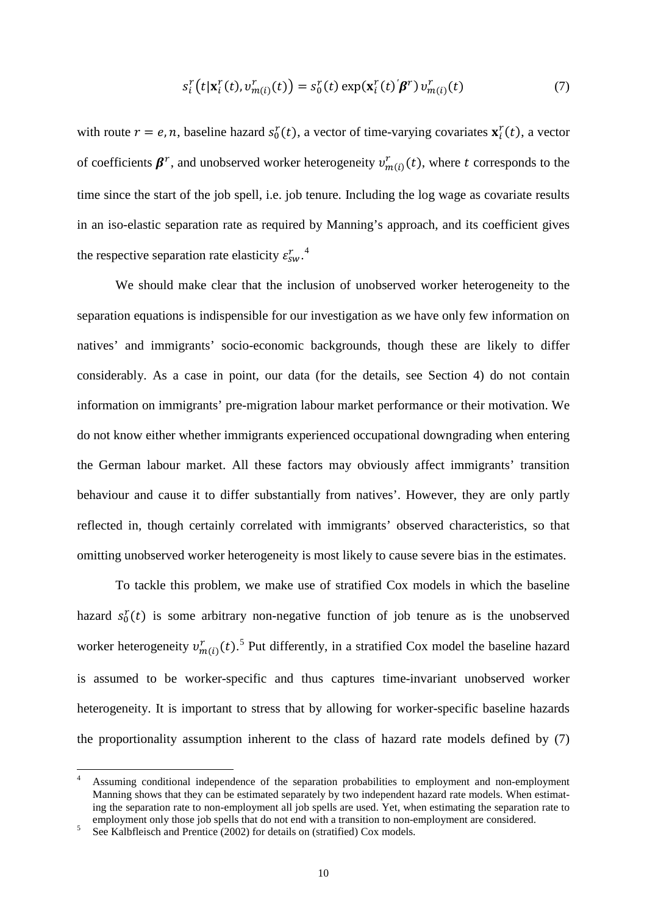$$s_i^r\left(t|\mathbf{x}_i^r(t), v_{m(i)}^r(t)\right) = s_0^r(t) \exp(\mathbf{x}_i^r(t)'\boldsymbol{\beta}^r)\, v_{m(i)}^r(t) \tag{7}$$

with route $r = e, n$, baseline hazard $s_0^r(t)$, a vector of time-varying covariates $\mathbf{x}_i^r(t)$, a vector of coefficients $\boldsymbol{\beta}^r$, and unobserved worker heterogeneity $v_{m(i)}^r(t)$, where $t$ corresponds to the time since the start of the job spell, i.e. job tenure. Including the log wage as covariate results in an iso-elastic separation rate as required by Manning's approach, and its coefficient gives the respective separation rate elasticity $\varepsilon_{sw}^r$.[4]

We should make clear that the inclusion of unobserved worker heterogeneity to the separation equations is indispensible for our investigation as we have only few information on natives' and immigrants' socio-economic backgrounds, though these are likely to differ considerably. As a case in point, our data (for the details, see Section 4) do not contain information on immigrants' pre-migration labour market performance or their motivation. We do not know either whether immigrants experienced occupational downgrading when entering the German labour market. All these factors may obviously affect immigrants' transition behaviour and cause it to differ substantially from natives'. However, they are only partly reflected in, though certainly correlated with immigrants' observed characteristics, so that omitting unobserved worker heterogeneity is most likely to cause severe bias in the estimates.

To tackle this problem, we make use of stratified Cox models in which the baseline hazard $s_0^r(t)$ is some arbitrary non-negative function of job tenure as is the unobserved worker heterogeneity $v_{m(i)}^r(t)$.[5] Put differently, in a stratified Cox model the baseline hazard is assumed to be worker-specific and thus captures time-invariant unobserved worker heterogeneity. It is important to stress that by allowing for worker-specific baseline hazards the proportionality assumption inherent to the class of hazard rate models defined by (7)

---

[4] Assuming conditional independence of the separation probabilities to employment and non-employment Manning shows that they can be estimated separately by two independent hazard rate models. When estimating the separation rate to non-employment all job spells are used. Yet, when estimating the separation rate to employment only those job spells that do not end with a transition to non-employment are considered.

[5] See Kalbfleisch and Prentice (2002) for details on (stratified) Cox models.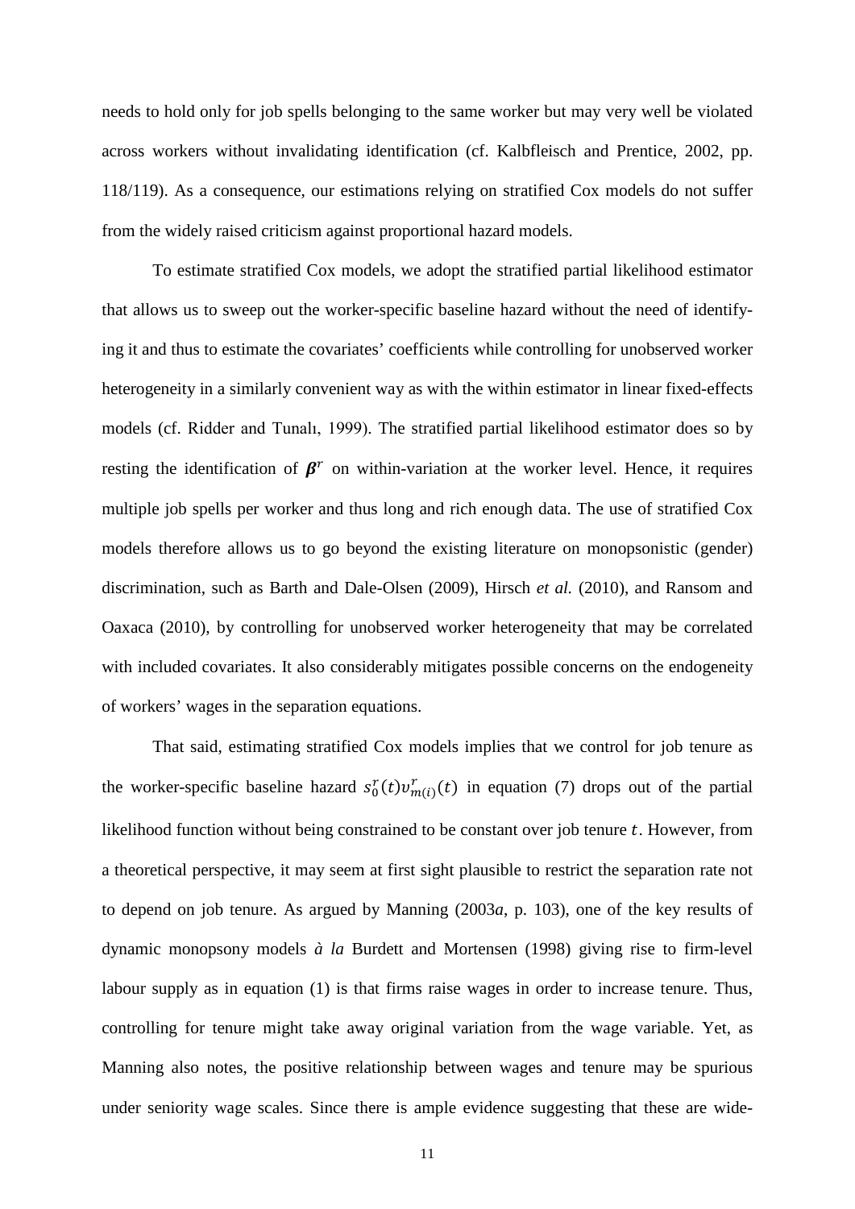needs to hold only for job spells belonging to the same worker but may very well be violated across workers without invalidating identification (cf. Kalbfleisch and Prentice, 2002, pp. 118/119). As a consequence, our estimations relying on stratified Cox models do not suffer from the widely raised criticism against proportional hazard models.

To estimate stratified Cox models, we adopt the stratified partial likelihood estimator that allows us to sweep out the worker-specific baseline hazard without the need of identifying it and thus to estimate the covariates' coefficients while controlling for unobserved worker heterogeneity in a similarly convenient way as with the within estimator in linear fixed-effects models (cf. Ridder and Tunalı, 1999). The stratified partial likelihood estimator does so by resting the identification of $\boldsymbol{\beta}^r$ on within-variation at the worker level. Hence, it requires multiple job spells per worker and thus long and rich enough data. The use of stratified Cox models therefore allows us to go beyond the existing literature on monopsonistic (gender) discrimination, such as Barth and Dale-Olsen (2009), Hirsch *et al.* (2010), and Ransom and Oaxaca (2010), by controlling for unobserved worker heterogeneity that may be correlated with included covariates. It also considerably mitigates possible concerns on the endogeneity of workers' wages in the separation equations.

That said, estimating stratified Cox models implies that we control for job tenure as the worker-specific baseline hazard $s_0^r(t)v_{m(i)}^r(t)$ in equation (7) drops out of the partial likelihood function without being constrained to be constant over job tenure $t$. However, from a theoretical perspective, it may seem at first sight plausible to restrict the separation rate not to depend on job tenure. As argued by Manning (2003*a*, p. 103), one of the key results of dynamic monopsony models *à la* Burdett and Mortensen (1998) giving rise to firm-level labour supply as in equation (1) is that firms raise wages in order to increase tenure. Thus, controlling for tenure might take away original variation from the wage variable. Yet, as Manning also notes, the positive relationship between wages and tenure may be spurious under seniority wage scales. Since there is ample evidence suggesting that these are wide-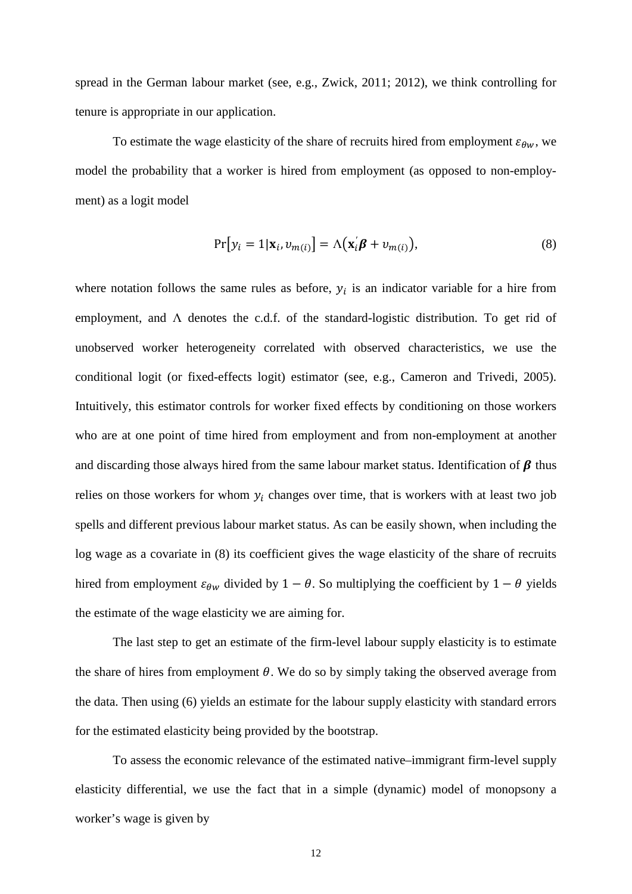spread in the German labour market (see, e.g., Zwick, 2011; 2012), we think controlling for tenure is appropriate in our application.

To estimate the wage elasticity of the share of recruits hired from employment $\varepsilon_{\theta w}$, we model the probability that a worker is hired from employment (as opposed to non-employment) as a logit model

$$\Pr\left[y_i = 1 | \mathbf{x}_i, v_{m(i)}\right] = \Lambda\left(\mathbf{x}_i^{'}\boldsymbol{\beta} + v_{m(i)}\right), \tag{8}$$

where notation follows the same rules as before, $y_i$ is an indicator variable for a hire from employment, and $\Lambda$ denotes the c.d.f. of the standard-logistic distribution. To get rid of unobserved worker heterogeneity correlated with observed characteristics, we use the conditional logit (or fixed-effects logit) estimator (see, e.g., Cameron and Trivedi, 2005). Intuitively, this estimator controls for worker fixed effects by conditioning on those workers who are at one point of time hired from employment and from non-employment at another and discarding those always hired from the same labour market status. Identification of $\boldsymbol{\beta}$ thus relies on those workers for whom $y_i$ changes over time, that is workers with at least two job spells and different previous labour market status. As can be easily shown, when including the log wage as a covariate in (8) its coefficient gives the wage elasticity of the share of recruits hired from employment $\varepsilon_{\theta w}$ divided by $1 - \theta$. So multiplying the coefficient by $1 - \theta$ yields the estimate of the wage elasticity we are aiming for.

The last step to get an estimate of the firm-level labour supply elasticity is to estimate the share of hires from employment $\theta$. We do so by simply taking the observed average from the data. Then using (6) yields an estimate for the labour supply elasticity with standard errors for the estimated elasticity being provided by the bootstrap.

To assess the economic relevance of the estimated native–immigrant firm-level supply elasticity differential, we use the fact that in a simple (dynamic) model of monopsony a worker's wage is given by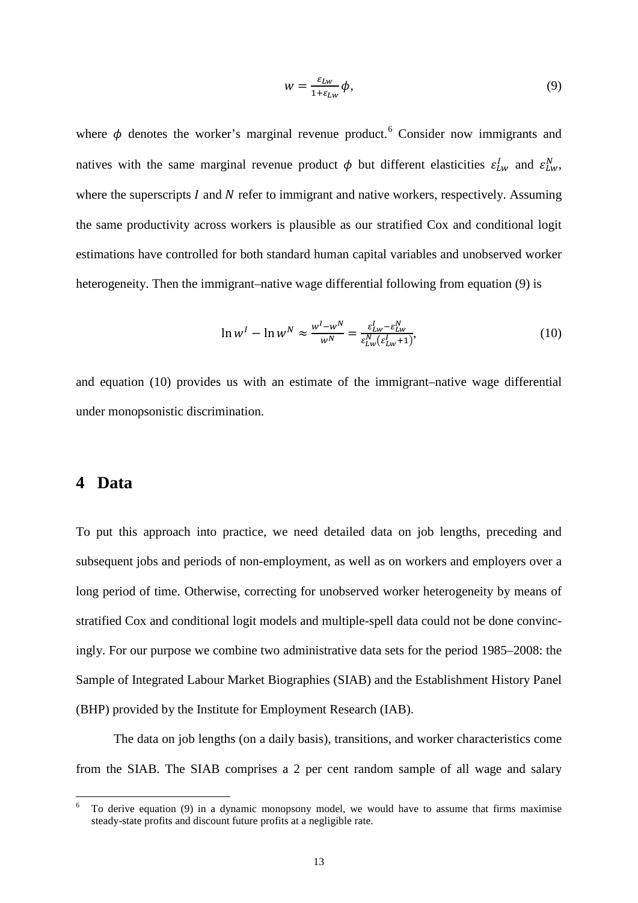$$w = \frac{\varepsilon_{Lw}}{1+\varepsilon_{Lw}}\phi, \tag{9}$$

where $\phi$ denotes the worker's marginal revenue product.[6] Consider now immigrants and natives with the same marginal revenue product $\phi$ but different elasticities $\varepsilon_{Lw}^{I}$ and $\varepsilon_{Lw}^{N}$, where the superscripts $I$ and $N$ refer to immigrant and native workers, respectively. Assuming the same productivity across workers is plausible as our stratified Cox and conditional logit estimations have controlled for both standard human capital variables and unobserved worker heterogeneity. Then the immigrant–native wage differential following from equation (9) is

$$\ln w^{I} - \ln w^{N} \approx \frac{w^{I}-w^{N}}{w^{N}} = \frac{\varepsilon_{Lw}^{I}-\varepsilon_{Lw}^{N}}{\varepsilon_{Lw}^{N}(\varepsilon_{Lw}^{I}+1)}, \tag{10}$$

and equation (10) provides us with an estimate of the immigrant–native wage differential under monopsonistic discrimination.

# 4 Data

To put this approach into practice, we need detailed data on job lengths, preceding and subsequent jobs and periods of non-employment, as well as on workers and employers over a long period of time. Otherwise, correcting for unobserved worker heterogeneity by means of stratified Cox and conditional logit models and multiple-spell data could not be done convincingly. For our purpose we combine two administrative data sets for the period 1985–2008: the Sample of Integrated Labour Market Biographies (SIAB) and the Establishment History Panel (BHP) provided by the Institute for Employment Research (IAB).

The data on job lengths (on a daily basis), transitions, and worker characteristics come from the SIAB. The SIAB comprises a 2 per cent random sample of all wage and salary

[6] To derive equation (9) in a dynamic monopsony model, we would have to assume that firms maximise steady-state profits and discount future profits at a negligible rate.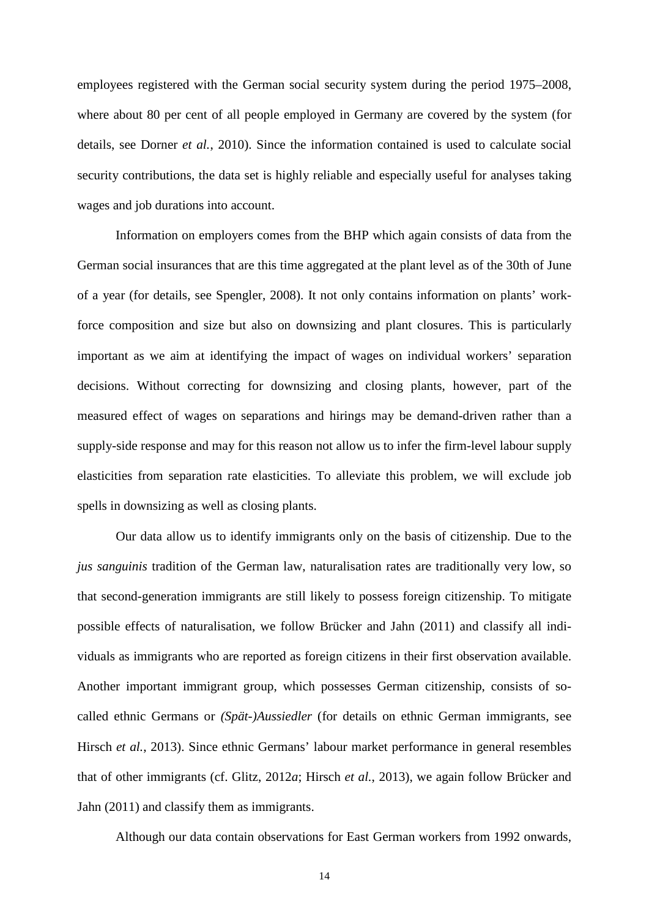employees registered with the German social security system during the period 1975–2008, where about 80 per cent of all people employed in Germany are covered by the system (for details, see Dorner *et al.*, 2010). Since the information contained is used to calculate social security contributions, the data set is highly reliable and especially useful for analyses taking wages and job durations into account.

Information on employers comes from the BHP which again consists of data from the German social insurances that are this time aggregated at the plant level as of the 30th of June of a year (for details, see Spengler, 2008). It not only contains information on plants' workforce composition and size but also on downsizing and plant closures. This is particularly important as we aim at identifying the impact of wages on individual workers' separation decisions. Without correcting for downsizing and closing plants, however, part of the measured effect of wages on separations and hirings may be demand-driven rather than a supply-side response and may for this reason not allow us to infer the firm-level labour supply elasticities from separation rate elasticities. To alleviate this problem, we will exclude job spells in downsizing as well as closing plants.

Our data allow us to identify immigrants only on the basis of citizenship. Due to the *jus sanguinis* tradition of the German law, naturalisation rates are traditionally very low, so that second-generation immigrants are still likely to possess foreign citizenship. To mitigate possible effects of naturalisation, we follow Brücker and Jahn (2011) and classify all individuals as immigrants who are reported as foreign citizens in their first observation available. Another important immigrant group, which possesses German citizenship, consists of so-called ethnic Germans or *(Spät-)Aussiedler* (for details on ethnic German immigrants, see Hirsch *et al.*, 2013). Since ethnic Germans' labour market performance in general resembles that of other immigrants (cf. Glitz, 2012*a*; Hirsch *et al.*, 2013), we again follow Brücker and Jahn (2011) and classify them as immigrants.

Although our data contain observations for East German workers from 1992 onwards,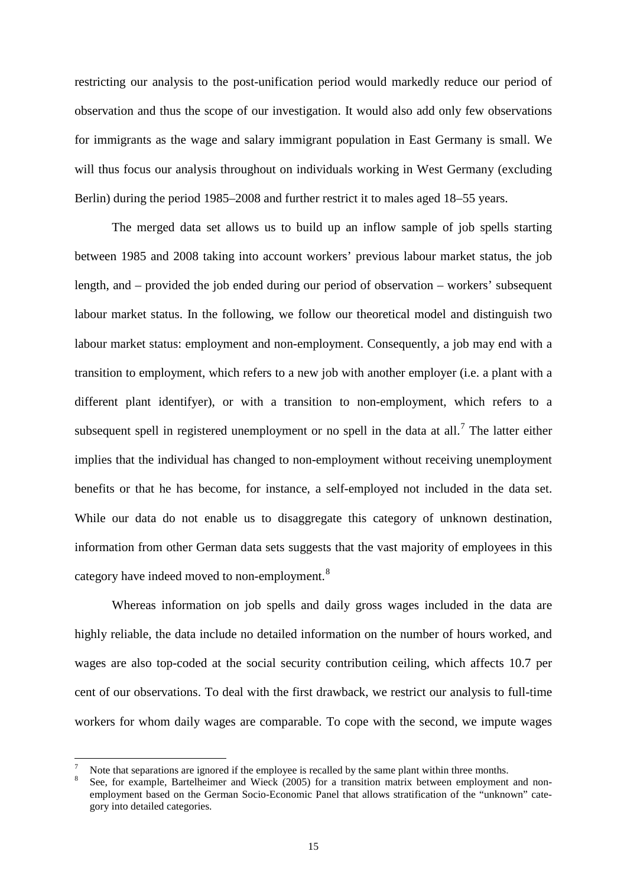restricting our analysis to the post-unification period would markedly reduce our period of observation and thus the scope of our investigation. It would also add only few observations for immigrants as the wage and salary immigrant population in East Germany is small. We will thus focus our analysis throughout on individuals working in West Germany (excluding Berlin) during the period 1985–2008 and further restrict it to males aged 18–55 years.

The merged data set allows us to build up an inflow sample of job spells starting between 1985 and 2008 taking into account workers' previous labour market status, the job length, and – provided the job ended during our period of observation – workers' subsequent labour market status. In the following, we follow our theoretical model and distinguish two labour market status: employment and non-employment. Consequently, a job may end with a transition to employment, which refers to a new job with another employer (i.e. a plant with a different plant identifyer), or with a transition to non-employment, which refers to a subsequent spell in registered unemployment or no spell in the data at all.[7] The latter either implies that the individual has changed to non-employment without receiving unemployment benefits or that he has become, for instance, a self-employed not included in the data set. While our data do not enable us to disaggregate this category of unknown destination, information from other German data sets suggests that the vast majority of employees in this category have indeed moved to non-employment.[8]

Whereas information on job spells and daily gross wages included in the data are highly reliable, the data include no detailed information on the number of hours worked, and wages are also top-coded at the social security contribution ceiling, which affects 10.7 per cent of our observations. To deal with the first drawback, we restrict our analysis to full-time workers for whom daily wages are comparable. To cope with the second, we impute wages

[7] Note that separations are ignored if the employee is recalled by the same plant within three months.

[8] See, for example, Bartelheimer and Wieck (2005) for a transition matrix between employment and non-employment based on the German Socio-Economic Panel that allows stratification of the "unknown" category into detailed categories.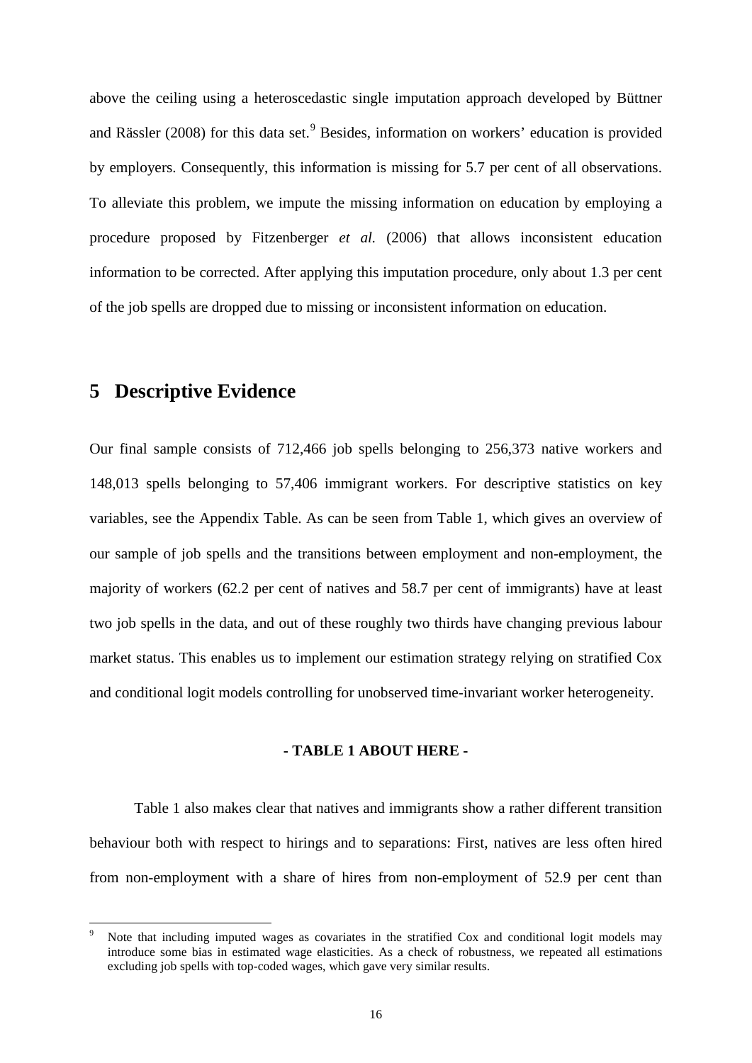above the ceiling using a heteroscedastic single imputation approach developed by Büttner and Rässler (2008) for this data set.[9] Besides, information on workers' education is provided by employers. Consequently, this information is missing for 5.7 per cent of all observations. To alleviate this problem, we impute the missing information on education by employing a procedure proposed by Fitzenberger *et al.* (2006) that allows inconsistent education information to be corrected. After applying this imputation procedure, only about 1.3 per cent of the job spells are dropped due to missing or inconsistent information on education.

## 5 Descriptive Evidence

Our final sample consists of 712,466 job spells belonging to 256,373 native workers and 148,013 spells belonging to 57,406 immigrant workers. For descriptive statistics on key variables, see the Appendix Table. As can be seen from Table 1, which gives an overview of our sample of job spells and the transitions between employment and non-employment, the majority of workers (62.2 per cent of natives and 58.7 per cent of immigrants) have at least two job spells in the data, and out of these roughly two thirds have changing previous labour market status. This enables us to implement our estimation strategy relying on stratified Cox and conditional logit models controlling for unobserved time-invariant worker heterogeneity.

**- TABLE 1 ABOUT HERE -**

Table 1 also makes clear that natives and immigrants show a rather different transition behaviour both with respect to hirings and to separations: First, natives are less often hired from non-employment with a share of hires from non-employment of 52.9 per cent than

[9] Note that including imputed wages as covariates in the stratified Cox and conditional logit models may introduce some bias in estimated wage elasticities. As a check of robustness, we repeated all estimations excluding job spells with top-coded wages, which gave very similar results.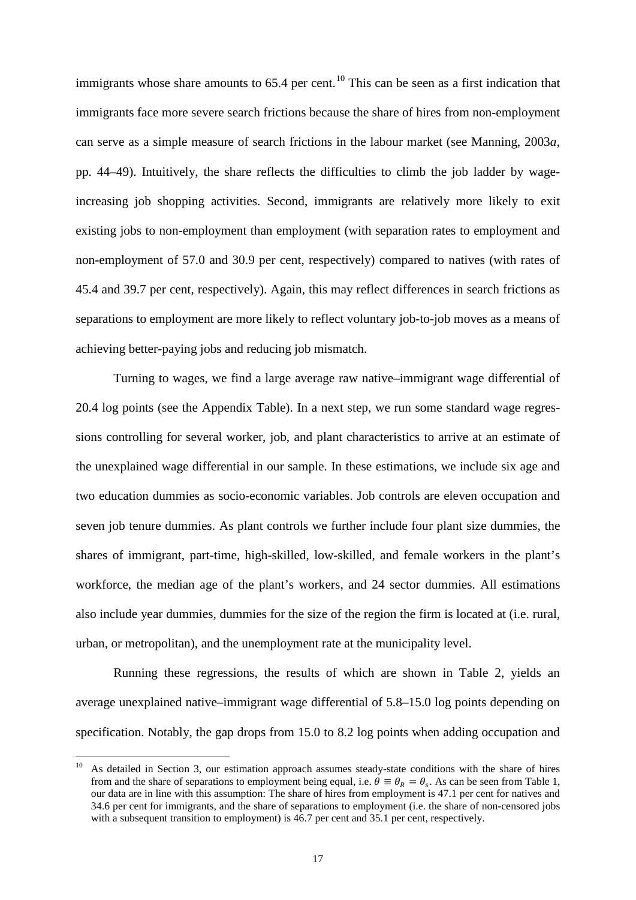immigrants whose share amounts to 65.4 per cent.[10] This can be seen as a first indication that immigrants face more severe search frictions because the share of hires from non-employment can serve as a simple measure of search frictions in the labour market (see Manning, 2003*a*, pp. 44–49). Intuitively, the share reflects the difficulties to climb the job ladder by wage-increasing job shopping activities. Second, immigrants are relatively more likely to exit existing jobs to non-employment than employment (with separation rates to employment and non-employment of 57.0 and 30.9 per cent, respectively) compared to natives (with rates of 45.4 and 39.7 per cent, respectively). Again, this may reflect differences in search frictions as separations to employment are more likely to reflect voluntary job-to-job moves as a means of achieving better-paying jobs and reducing job mismatch.

Turning to wages, we find a large average raw native–immigrant wage differential of 20.4 log points (see the Appendix Table). In a next step, we run some standard wage regressions controlling for several worker, job, and plant characteristics to arrive at an estimate of the unexplained wage differential in our sample. In these estimations, we include six age and two education dummies as socio-economic variables. Job controls are eleven occupation and seven job tenure dummies. As plant controls we further include four plant size dummies, the shares of immigrant, part-time, high-skilled, low-skilled, and female workers in the plant's workforce, the median age of the plant's workers, and 24 sector dummies. All estimations also include year dummies, dummies for the size of the region the firm is located at (i.e. rural, urban, or metropolitan), and the unemployment rate at the municipality level.

Running these regressions, the results of which are shown in Table 2, yields an average unexplained native–immigrant wage differential of 5.8–15.0 log points depending on specification. Notably, the gap drops from 15.0 to 8.2 log points when adding occupation and

[10] As detailed in Section 3, our estimation approach assumes steady-state conditions with the share of hires from and the share of separations to employment being equal, i.e. $\theta \equiv \theta_R = \theta_s$. As can be seen from Table 1, our data are in line with this assumption: The share of hires from employment is 47.1 per cent for natives and 34.6 per cent for immigrants, and the share of separations to employment (i.e. the share of non-censored jobs with a subsequent transition to employment) is 46.7 per cent and 35.1 per cent, respectively.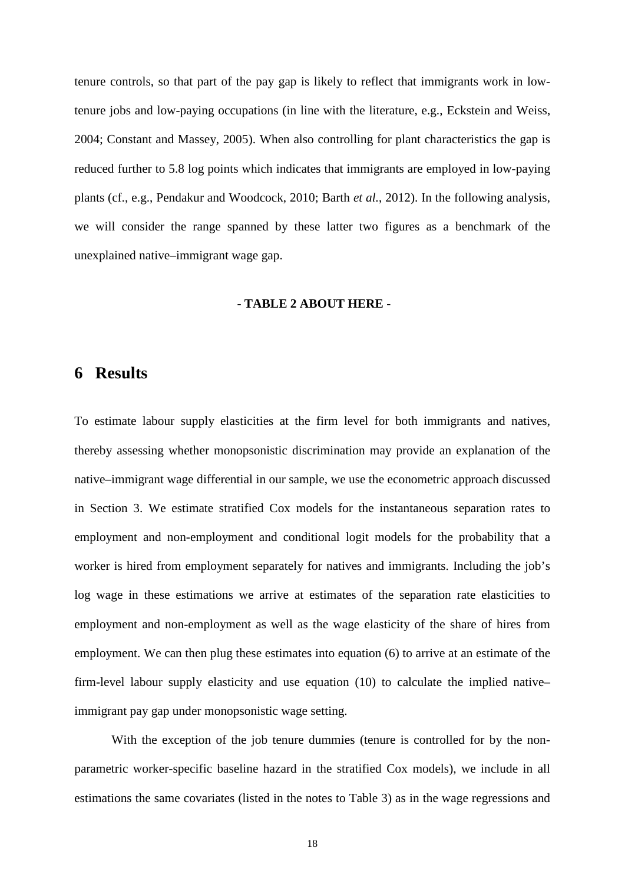tenure controls, so that part of the pay gap is likely to reflect that immigrants work in low-tenure jobs and low-paying occupations (in line with the literature, e.g., Eckstein and Weiss, 2004; Constant and Massey, 2005). When also controlling for plant characteristics the gap is reduced further to 5.8 log points which indicates that immigrants are employed in low-paying plants (cf., e.g., Pendakur and Woodcock, 2010; Barth *et al.*, 2012). In the following analysis, we will consider the range spanned by these latter two figures as a benchmark of the unexplained native–immigrant wage gap.

**- TABLE 2 ABOUT HERE -**

# 6 Results

To estimate labour supply elasticities at the firm level for both immigrants and natives, thereby assessing whether monopsonistic discrimination may provide an explanation of the native–immigrant wage differential in our sample, we use the econometric approach discussed in Section 3. We estimate stratified Cox models for the instantaneous separation rates to employment and non-employment and conditional logit models for the probability that a worker is hired from employment separately for natives and immigrants. Including the job's log wage in these estimations we arrive at estimates of the separation rate elasticities to employment and non-employment as well as the wage elasticity of the share of hires from employment. We can then plug these estimates into equation (6) to arrive at an estimate of the firm-level labour supply elasticity and use equation (10) to calculate the implied native–immigrant pay gap under monopsonistic wage setting.

With the exception of the job tenure dummies (tenure is controlled for by the non-parametric worker-specific baseline hazard in the stratified Cox models), we include in all estimations the same covariates (listed in the notes to Table 3) as in the wage regressions and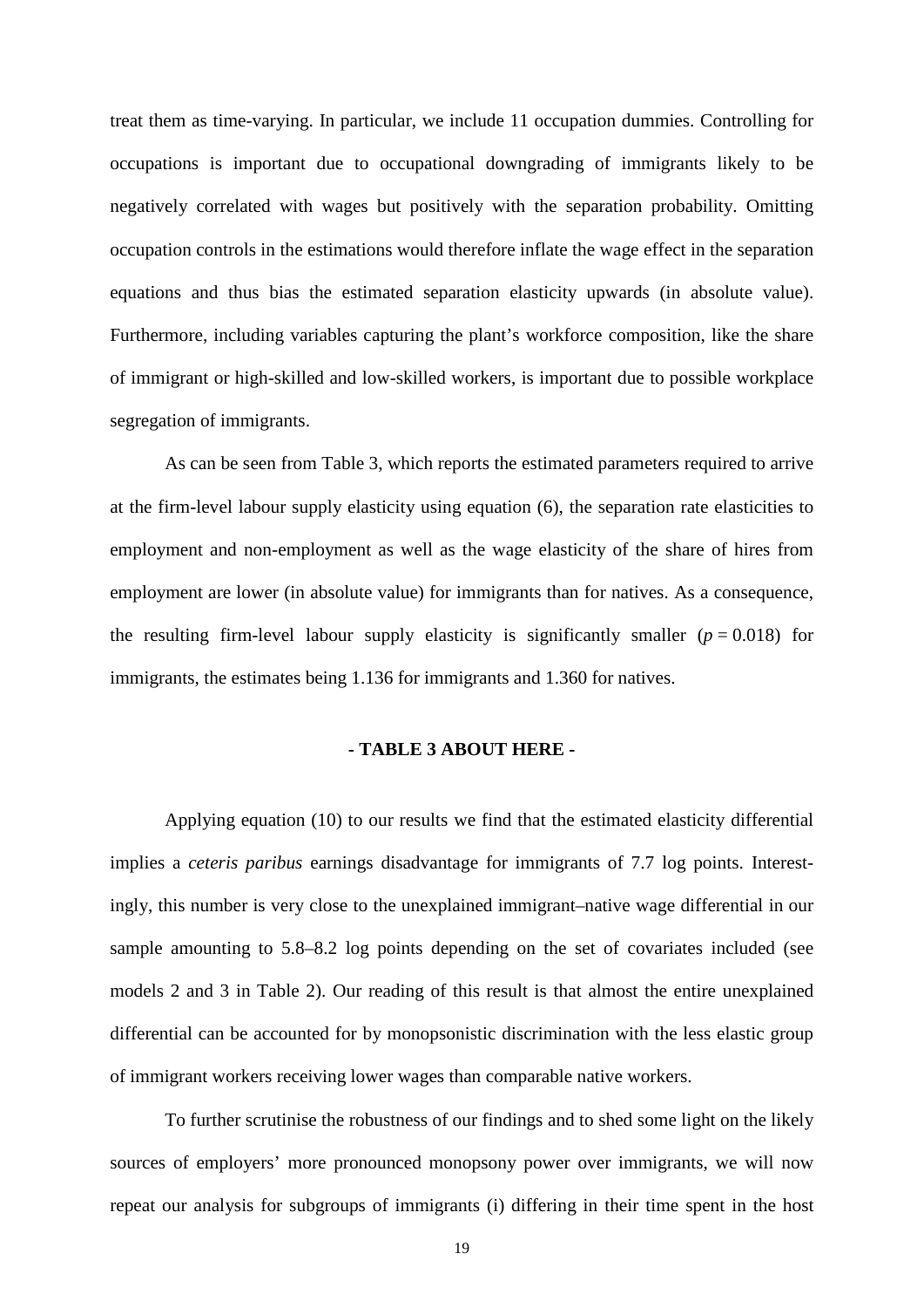treat them as time-varying. In particular, we include 11 occupation dummies. Controlling for occupations is important due to occupational downgrading of immigrants likely to be negatively correlated with wages but positively with the separation probability. Omitting occupation controls in the estimations would therefore inflate the wage effect in the separation equations and thus bias the estimated separation elasticity upwards (in absolute value). Furthermore, including variables capturing the plant's workforce composition, like the share of immigrant or high-skilled and low-skilled workers, is important due to possible workplace segregation of immigrants.

As can be seen from Table 3, which reports the estimated parameters required to arrive at the firm-level labour supply elasticity using equation (6), the separation rate elasticities to employment and non-employment as well as the wage elasticity of the share of hires from employment are lower (in absolute value) for immigrants than for natives. As a consequence, the resulting firm-level labour supply elasticity is significantly smaller ($p = 0.018$) for immigrants, the estimates being 1.136 for immigrants and 1.360 for natives.

**- TABLE 3 ABOUT HERE -**

Applying equation (10) to our results we find that the estimated elasticity differential implies a *ceteris paribus* earnings disadvantage for immigrants of 7.7 log points. Interestingly, this number is very close to the unexplained immigrant–native wage differential in our sample amounting to 5.8–8.2 log points depending on the set of covariates included (see models 2 and 3 in Table 2). Our reading of this result is that almost the entire unexplained differential can be accounted for by monopsonistic discrimination with the less elastic group of immigrant workers receiving lower wages than comparable native workers.

To further scrutinise the robustness of our findings and to shed some light on the likely sources of employers' more pronounced monopsony power over immigrants, we will now repeat our analysis for subgroups of immigrants (i) differing in their time spent in the host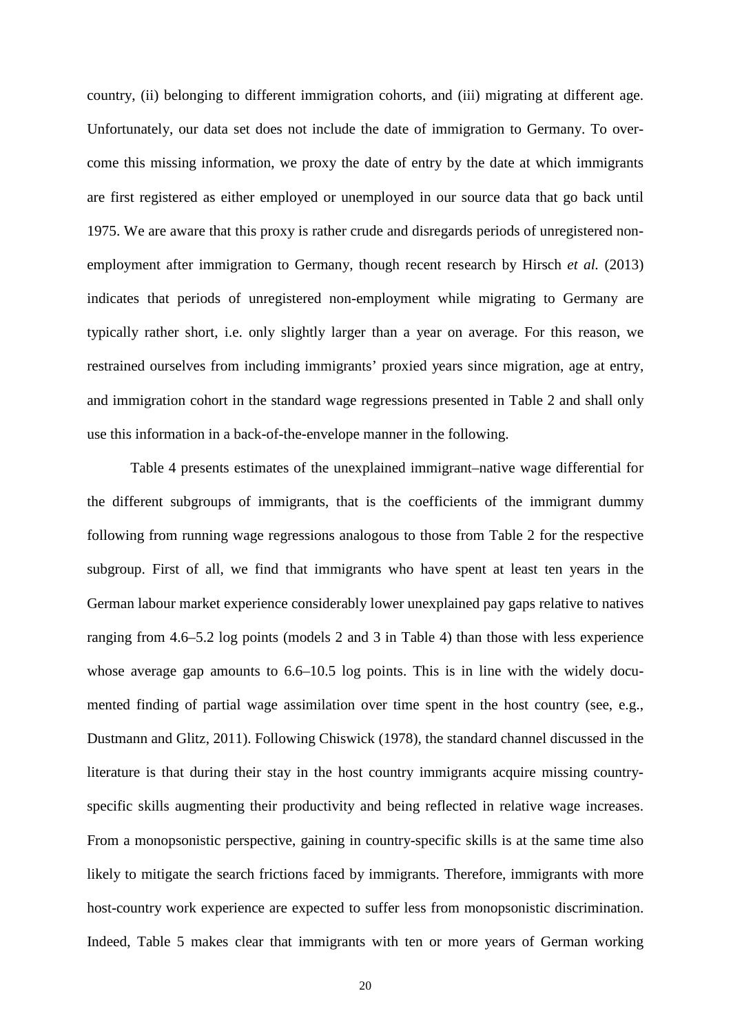country, (ii) belonging to different immigration cohorts, and (iii) migrating at different age. Unfortunately, our data set does not include the date of immigration to Germany. To overcome this missing information, we proxy the date of entry by the date at which immigrants are first registered as either employed or unemployed in our source data that go back until 1975. We are aware that this proxy is rather crude and disregards periods of unregistered non-employment after immigration to Germany, though recent research by Hirsch *et al.* (2013) indicates that periods of unregistered non-employment while migrating to Germany are typically rather short, i.e. only slightly larger than a year on average. For this reason, we restrained ourselves from including immigrants' proxied years since migration, age at entry, and immigration cohort in the standard wage regressions presented in Table 2 and shall only use this information in a back-of-the-envelope manner in the following.

Table 4 presents estimates of the unexplained immigrant–native wage differential for the different subgroups of immigrants, that is the coefficients of the immigrant dummy following from running wage regressions analogous to those from Table 2 for the respective subgroup. First of all, we find that immigrants who have spent at least ten years in the German labour market experience considerably lower unexplained pay gaps relative to natives ranging from 4.6–5.2 log points (models 2 and 3 in Table 4) than those with less experience whose average gap amounts to 6.6–10.5 log points. This is in line with the widely documented finding of partial wage assimilation over time spent in the host country (see, e.g., Dustmann and Glitz, 2011). Following Chiswick (1978), the standard channel discussed in the literature is that during their stay in the host country immigrants acquire missing country-specific skills augmenting their productivity and being reflected in relative wage increases. From a monopsonistic perspective, gaining in country-specific skills is at the same time also likely to mitigate the search frictions faced by immigrants. Therefore, immigrants with more host-country work experience are expected to suffer less from monopsonistic discrimination. Indeed, Table 5 makes clear that immigrants with ten or more years of German working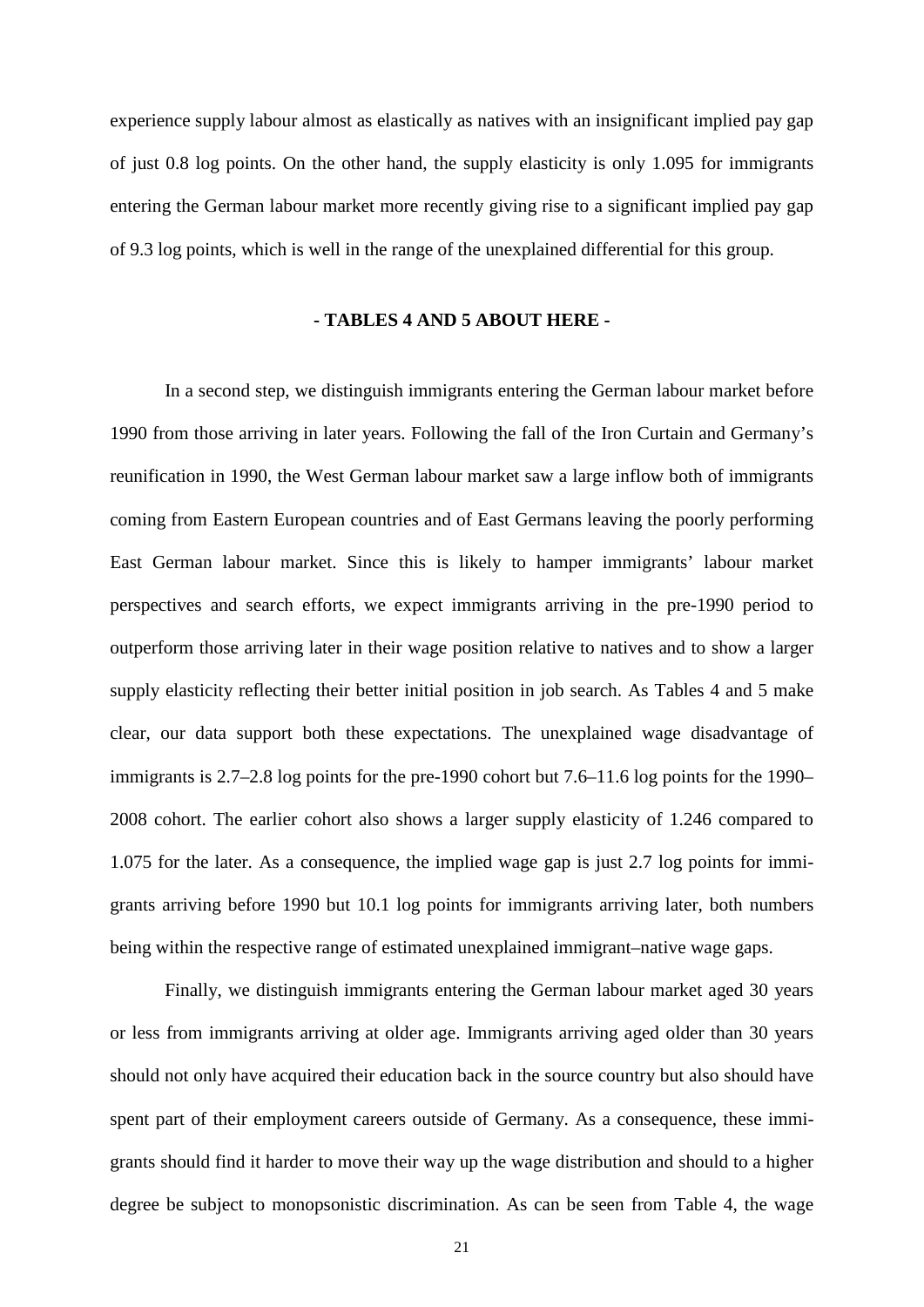experience supply labour almost as elastically as natives with an insignificant implied pay gap of just 0.8 log points. On the other hand, the supply elasticity is only 1.095 for immigrants entering the German labour market more recently giving rise to a significant implied pay gap of 9.3 log points, which is well in the range of the unexplained differential for this group.

**- TABLES 4 AND 5 ABOUT HERE -**

In a second step, we distinguish immigrants entering the German labour market before 1990 from those arriving in later years. Following the fall of the Iron Curtain and Germany's reunification in 1990, the West German labour market saw a large inflow both of immigrants coming from Eastern European countries and of East Germans leaving the poorly performing East German labour market. Since this is likely to hamper immigrants' labour market perspectives and search efforts, we expect immigrants arriving in the pre-1990 period to outperform those arriving later in their wage position relative to natives and to show a larger supply elasticity reflecting their better initial position in job search. As Tables 4 and 5 make clear, our data support both these expectations. The unexplained wage disadvantage of immigrants is 2.7–2.8 log points for the pre-1990 cohort but 7.6–11.6 log points for the 1990–2008 cohort. The earlier cohort also shows a larger supply elasticity of 1.246 compared to 1.075 for the later. As a consequence, the implied wage gap is just 2.7 log points for immigrants arriving before 1990 but 10.1 log points for immigrants arriving later, both numbers being within the respective range of estimated unexplained immigrant–native wage gaps.

Finally, we distinguish immigrants entering the German labour market aged 30 years or less from immigrants arriving at older age. Immigrants arriving aged older than 30 years should not only have acquired their education back in the source country but also should have spent part of their employment careers outside of Germany. As a consequence, these immigrants should find it harder to move their way up the wage distribution and should to a higher degree be subject to monopsonistic discrimination. As can be seen from Table 4, the wage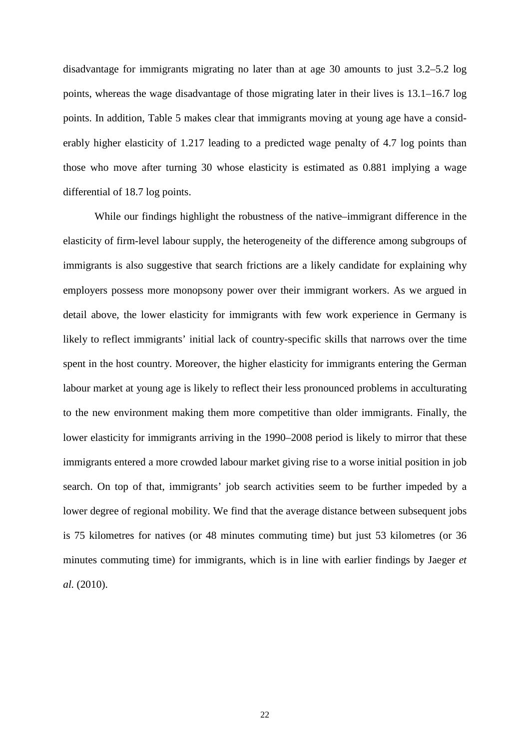disadvantage for immigrants migrating no later than at age 30 amounts to just 3.2–5.2 log points, whereas the wage disadvantage of those migrating later in their lives is 13.1–16.7 log points. In addition, Table 5 makes clear that immigrants moving at young age have a considerably higher elasticity of 1.217 leading to a predicted wage penalty of 4.7 log points than those who move after turning 30 whose elasticity is estimated as 0.881 implying a wage differential of 18.7 log points.

While our findings highlight the robustness of the native–immigrant difference in the elasticity of firm-level labour supply, the heterogeneity of the difference among subgroups of immigrants is also suggestive that search frictions are a likely candidate for explaining why employers possess more monopsony power over their immigrant workers. As we argued in detail above, the lower elasticity for immigrants with few work experience in Germany is likely to reflect immigrants' initial lack of country-specific skills that narrows over the time spent in the host country. Moreover, the higher elasticity for immigrants entering the German labour market at young age is likely to reflect their less pronounced problems in acculturating to the new environment making them more competitive than older immigrants. Finally, the lower elasticity for immigrants arriving in the 1990–2008 period is likely to mirror that these immigrants entered a more crowded labour market giving rise to a worse initial position in job search. On top of that, immigrants' job search activities seem to be further impeded by a lower degree of regional mobility. We find that the average distance between subsequent jobs is 75 kilometres for natives (or 48 minutes commuting time) but just 53 kilometres (or 36 minutes commuting time) for immigrants, which is in line with earlier findings by Jaeger *et al.* (2010).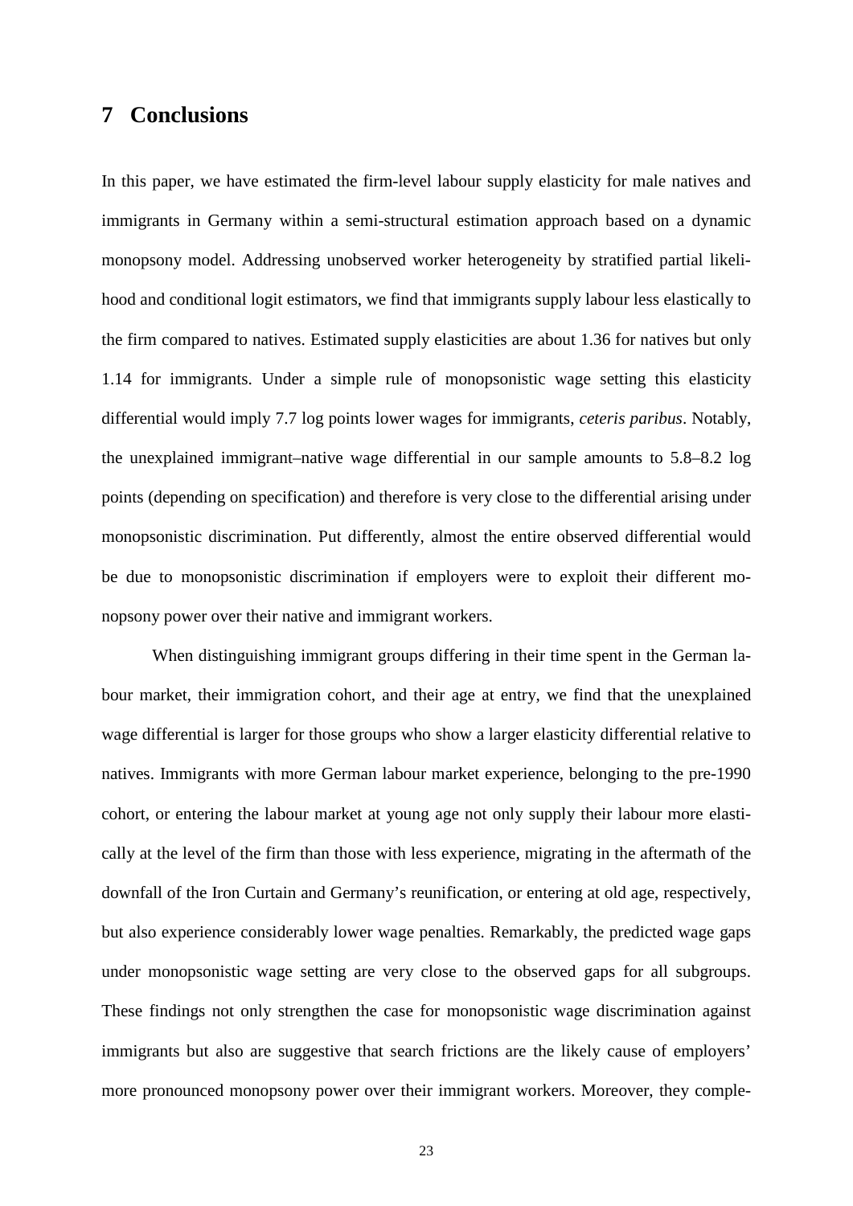## 7 Conclusions

In this paper, we have estimated the firm-level labour supply elasticity for male natives and immigrants in Germany within a semi-structural estimation approach based on a dynamic monopsony model. Addressing unobserved worker heterogeneity by stratified partial likelihood and conditional logit estimators, we find that immigrants supply labour less elastically to the firm compared to natives. Estimated supply elasticities are about 1.36 for natives but only 1.14 for immigrants. Under a simple rule of monopsonistic wage setting this elasticity differential would imply 7.7 log points lower wages for immigrants, *ceteris paribus*. Notably, the unexplained immigrant–native wage differential in our sample amounts to 5.8–8.2 log points (depending on specification) and therefore is very close to the differential arising under monopsonistic discrimination. Put differently, almost the entire observed differential would be due to monopsonistic discrimination if employers were to exploit their different monopsony power over their native and immigrant workers.

When distinguishing immigrant groups differing in their time spent in the German labour market, their immigration cohort, and their age at entry, we find that the unexplained wage differential is larger for those groups who show a larger elasticity differential relative to natives. Immigrants with more German labour market experience, belonging to the pre-1990 cohort, or entering the labour market at young age not only supply their labour more elastically at the level of the firm than those with less experience, migrating in the aftermath of the downfall of the Iron Curtain and Germany's reunification, or entering at old age, respectively, but also experience considerably lower wage penalties. Remarkably, the predicted wage gaps under monopsonistic wage setting are very close to the observed gaps for all subgroups. These findings not only strengthen the case for monopsonistic wage discrimination against immigrants but also are suggestive that search frictions are the likely cause of employers' more pronounced monopsony power over their immigrant workers. Moreover, they comple-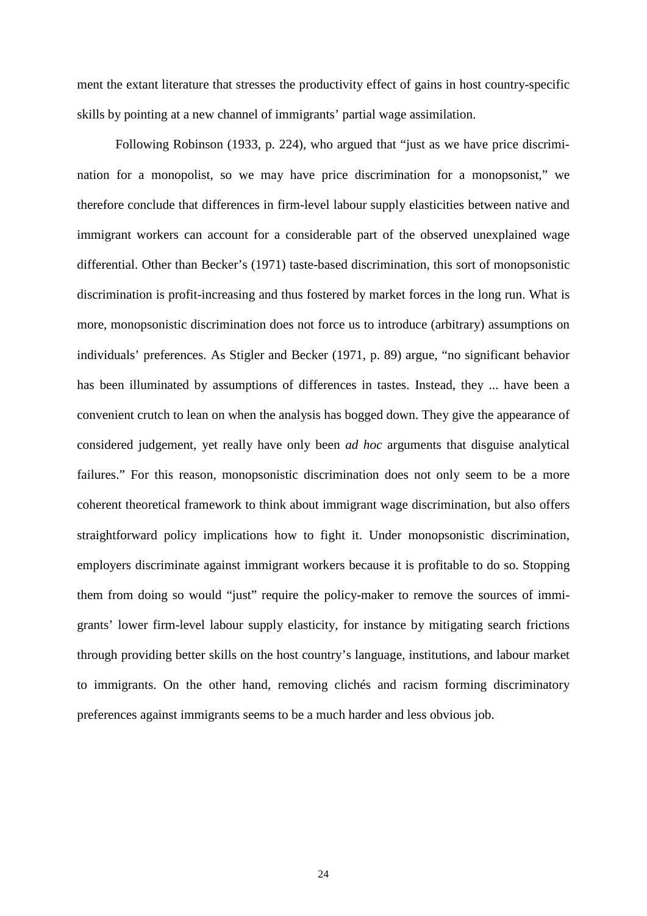ment the extant literature that stresses the productivity effect of gains in host country-specific skills by pointing at a new channel of immigrants' partial wage assimilation.

Following Robinson (1933, p. 224), who argued that "just as we have price discrimination for a monopolist, so we may have price discrimination for a monopsonist," we therefore conclude that differences in firm-level labour supply elasticities between native and immigrant workers can account for a considerable part of the observed unexplained wage differential. Other than Becker's (1971) taste-based discrimination, this sort of monopsonistic discrimination is profit-increasing and thus fostered by market forces in the long run. What is more, monopsonistic discrimination does not force us to introduce (arbitrary) assumptions on individuals' preferences. As Stigler and Becker (1971, p. 89) argue, "no significant behavior has been illuminated by assumptions of differences in tastes. Instead, they ... have been a convenient crutch to lean on when the analysis has bogged down. They give the appearance of considered judgement, yet really have only been *ad hoc* arguments that disguise analytical failures." For this reason, monopsonistic discrimination does not only seem to be a more coherent theoretical framework to think about immigrant wage discrimination, but also offers straightforward policy implications how to fight it. Under monopsonistic discrimination, employers discriminate against immigrant workers because it is profitable to do so. Stopping them from doing so would "just" require the policy-maker to remove the sources of immigrants' lower firm-level labour supply elasticity, for instance by mitigating search frictions through providing better skills on the host country's language, institutions, and labour market to immigrants. On the other hand, removing clichés and racism forming discriminatory preferences against immigrants seems to be a much harder and less obvious job.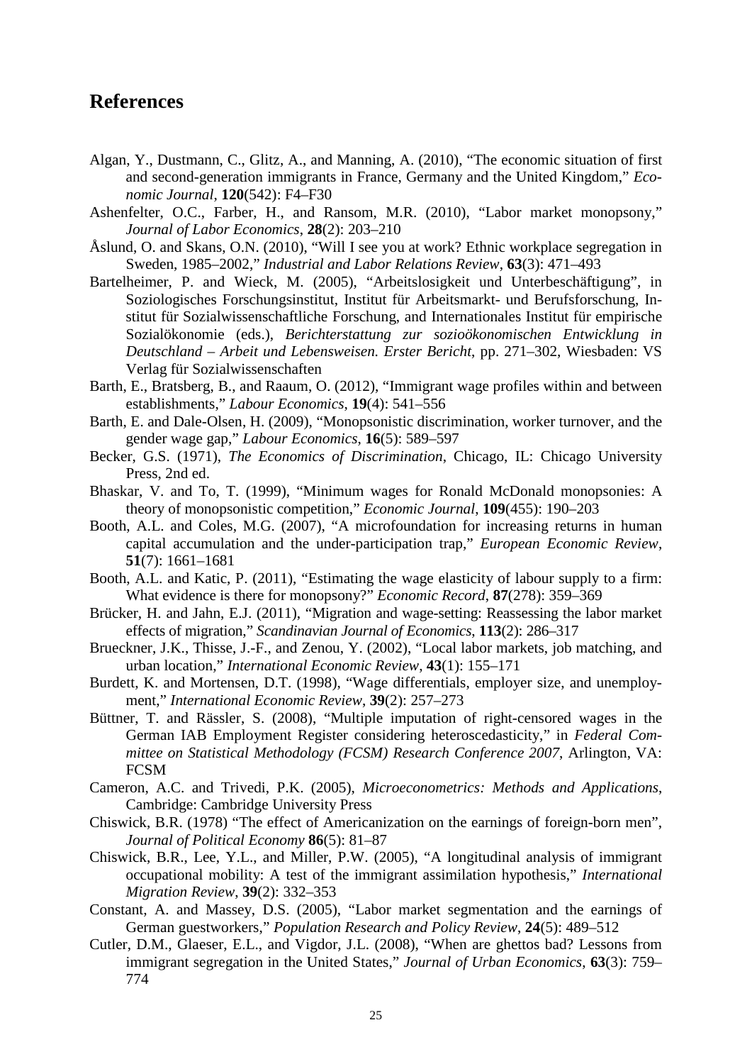## References

Algan, Y., Dustmann, C., Glitz, A., and Manning, A. (2010), "The economic situation of first and second-generation immigrants in France, Germany and the United Kingdom," *Economic Journal*, **120**(542): F4–F30

Ashenfelter, O.C., Farber, H., and Ransom, M.R. (2010), "Labor market monopsony," *Journal of Labor Economics*, **28**(2): 203–210

Åslund, O. and Skans, O.N. (2010), "Will I see you at work? Ethnic workplace segregation in Sweden, 1985–2002," *Industrial and Labor Relations Review*, **63**(3): 471–493

Bartelheimer, P. and Wieck, M. (2005), "Arbeitslosigkeit und Unterbeschäftigung", in Soziologisches Forschungsinstitut, Institut für Arbeitsmarkt- und Berufsforschung, Institut für Sozialwissenschaftliche Forschung, and Internationales Institut für empirische Sozialökonomie (eds.), *Berichterstattung zur sozioökonomischen Entwicklung in Deutschland – Arbeit und Lebensweisen. Erster Bericht*, pp. 271–302, Wiesbaden: VS Verlag für Sozialwissenschaften

Barth, E., Bratsberg, B., and Raaum, O. (2012), "Immigrant wage profiles within and between establishments," *Labour Economics*, **19**(4): 541–556

Barth, E. and Dale-Olsen, H. (2009), "Monopsonistic discrimination, worker turnover, and the gender wage gap," *Labour Economics*, **16**(5): 589–597

Becker, G.S. (1971), *The Economics of Discrimination*, Chicago, IL: Chicago University Press, 2nd ed.

Bhaskar, V. and To, T. (1999), "Minimum wages for Ronald McDonald monopsonies: A theory of monopsonistic competition," *Economic Journal*, **109**(455): 190–203

Booth, A.L. and Coles, M.G. (2007), "A microfoundation for increasing returns in human capital accumulation and the under-participation trap," *European Economic Review*, **51**(7): 1661–1681

Booth, A.L. and Katic, P. (2011), "Estimating the wage elasticity of labour supply to a firm: What evidence is there for monopsony?" *Economic Record*, **87**(278): 359–369

Brücker, H. and Jahn, E.J. (2011), "Migration and wage-setting: Reassessing the labor market effects of migration," *Scandinavian Journal of Economics*, **113**(2): 286–317

Brueckner, J.K., Thisse, J.-F., and Zenou, Y. (2002), "Local labor markets, job matching, and urban location," *International Economic Review*, **43**(1): 155–171

Burdett, K. and Mortensen, D.T. (1998), "Wage differentials, employer size, and unemployment," *International Economic Review*, **39**(2): 257–273

Büttner, T. and Rässler, S. (2008), "Multiple imputation of right-censored wages in the German IAB Employment Register considering heteroscedasticity," in *Federal Committee on Statistical Methodology (FCSM) Research Conference 2007*, Arlington, VA: FCSM

Cameron, A.C. and Trivedi, P.K. (2005), *Microeconometrics: Methods and Applications*, Cambridge: Cambridge University Press

Chiswick, B.R. (1978) "The effect of Americanization on the earnings of foreign-born men", *Journal of Political Economy* **86**(5): 81–87

Chiswick, B.R., Lee, Y.L., and Miller, P.W. (2005), "A longitudinal analysis of immigrant occupational mobility: A test of the immigrant assimilation hypothesis," *International Migration Review*, **39**(2): 332–353

Constant, A. and Massey, D.S. (2005), "Labor market segmentation and the earnings of German guestworkers," *Population Research and Policy Review*, **24**(5): 489–512

Cutler, D.M., Glaeser, E.L., and Vigdor, J.L. (2008), "When are ghettos bad? Lessons from immigrant segregation in the United States," *Journal of Urban Economics*, **63**(3): 759–774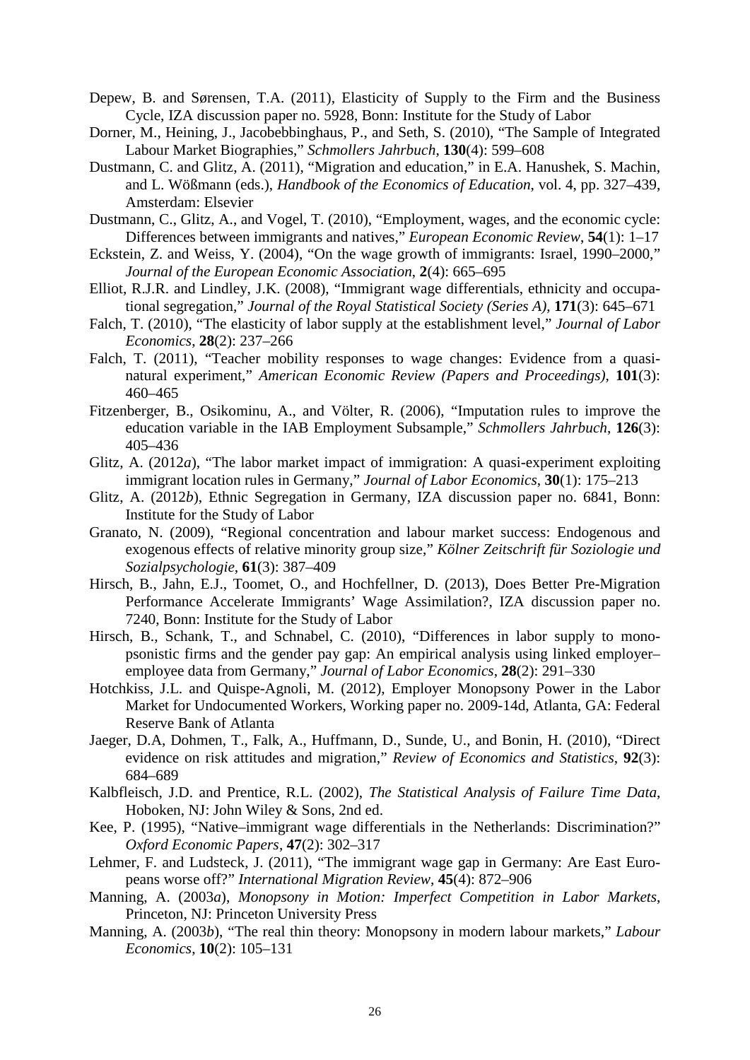Depew, B. and Sørensen, T.A. (2011), Elasticity of Supply to the Firm and the Business Cycle, IZA discussion paper no. 5928, Bonn: Institute for the Study of Labor

Dorner, M., Heining, J., Jacobebbinghaus, P., and Seth, S. (2010), "The Sample of Integrated Labour Market Biographies," *Schmollers Jahrbuch*, **130**(4): 599–608

Dustmann, C. and Glitz, A. (2011), "Migration and education," in E.A. Hanushek, S. Machin, and L. Wößmann (eds.), *Handbook of the Economics of Education*, vol. 4, pp. 327–439, Amsterdam: Elsevier

Dustmann, C., Glitz, A., and Vogel, T. (2010), "Employment, wages, and the economic cycle: Differences between immigrants and natives," *European Economic Review*, **54**(1): 1–17

Eckstein, Z. and Weiss, Y. (2004), "On the wage growth of immigrants: Israel, 1990–2000," *Journal of the European Economic Association*, **2**(4): 665–695

Elliot, R.J.R. and Lindley, J.K. (2008), "Immigrant wage differentials, ethnicity and occupational segregation," *Journal of the Royal Statistical Society (Series A)*, **171**(3): 645–671

Falch, T. (2010), "The elasticity of labor supply at the establishment level," *Journal of Labor Economics*, **28**(2): 237–266

Falch, T. (2011), "Teacher mobility responses to wage changes: Evidence from a quasi-natural experiment," *American Economic Review (Papers and Proceedings)*, **101**(3): 460–465

Fitzenberger, B., Osikominu, A., and Völter, R. (2006), "Imputation rules to improve the education variable in the IAB Employment Subsample," *Schmollers Jahrbuch*, **126**(3): 405–436

Glitz, A. (2012*a*), "The labor market impact of immigration: A quasi-experiment exploiting immigrant location rules in Germany," *Journal of Labor Economics*, **30**(1): 175–213

Glitz, A. (2012*b*), Ethnic Segregation in Germany, IZA discussion paper no. 6841, Bonn: Institute for the Study of Labor

Granato, N. (2009), "Regional concentration and labour market success: Endogenous and exogenous effects of relative minority group size," *Kölner Zeitschrift für Soziologie und Sozialpsychologie*, **61**(3): 387–409

Hirsch, B., Jahn, E.J., Toomet, O., and Hochfellner, D. (2013), Does Better Pre-Migration Performance Accelerate Immigrants' Wage Assimilation?, IZA discussion paper no. 7240, Bonn: Institute for the Study of Labor

Hirsch, B., Schank, T., and Schnabel, C. (2010), "Differences in labor supply to monopsonistic firms and the gender pay gap: An empirical analysis using linked employer–employee data from Germany," *Journal of Labor Economics*, **28**(2): 291–330

Hotchkiss, J.L. and Quispe-Agnoli, M. (2012), Employer Monopsony Power in the Labor Market for Undocumented Workers, Working paper no. 2009-14d, Atlanta, GA: Federal Reserve Bank of Atlanta

Jaeger, D.A, Dohmen, T., Falk, A., Huffmann, D., Sunde, U., and Bonin, H. (2010), "Direct evidence on risk attitudes and migration," *Review of Economics and Statistics*, **92**(3): 684–689

Kalbfleisch, J.D. and Prentice, R.L. (2002), *The Statistical Analysis of Failure Time Data*, Hoboken, NJ: John Wiley & Sons, 2nd ed.

Kee, P. (1995), "Native–immigrant wage differentials in the Netherlands: Discrimination?" *Oxford Economic Papers*, **47**(2): 302–317

Lehmer, F. and Ludsteck, J. (2011), "The immigrant wage gap in Germany: Are East Europeans worse off?" *International Migration Review*, **45**(4): 872–906

Manning, A. (2003*a*), *Monopsony in Motion: Imperfect Competition in Labor Markets*, Princeton, NJ: Princeton University Press

Manning, A. (2003*b*), "The real thin theory: Monopsony in modern labour markets," *Labour Economics*, **10**(2): 105–131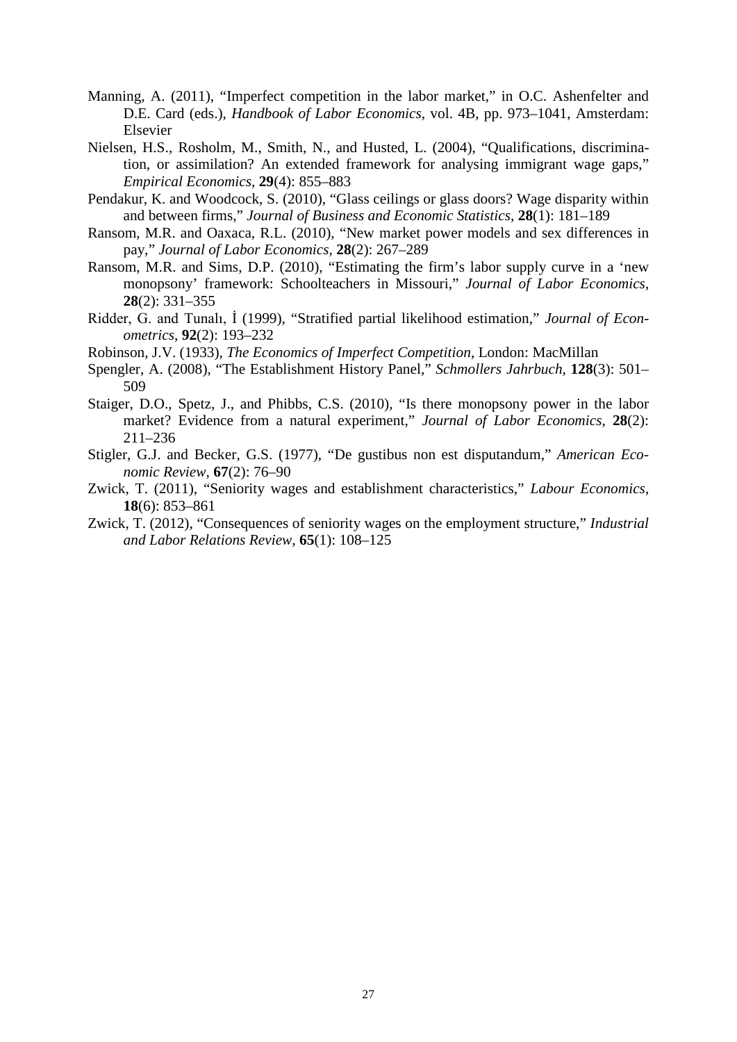Manning, A. (2011), "Imperfect competition in the labor market," in O.C. Ashenfelter and D.E. Card (eds.), *Handbook of Labor Economics*, vol. 4B, pp. 973–1041, Amsterdam: Elsevier

Nielsen, H.S., Rosholm, M., Smith, N., and Husted, L. (2004), "Qualifications, discrimination, or assimilation? An extended framework for analysing immigrant wage gaps," *Empirical Economics*, **29**(4): 855–883

Pendakur, K. and Woodcock, S. (2010), "Glass ceilings or glass doors? Wage disparity within and between firms," *Journal of Business and Economic Statistics*, **28**(1): 181–189

Ransom, M.R. and Oaxaca, R.L. (2010), "New market power models and sex differences in pay," *Journal of Labor Economics*, **28**(2): 267–289

Ransom, M.R. and Sims, D.P. (2010), "Estimating the firm's labor supply curve in a 'new monopsony' framework: Schoolteachers in Missouri," *Journal of Labor Economics*, **28**(2): 331–355

Ridder, G. and Tunalı, İ (1999), "Stratified partial likelihood estimation," *Journal of Econometrics*, **92**(2): 193–232

Robinson, J.V. (1933), *The Economics of Imperfect Competition*, London: MacMillan

Spengler, A. (2008), "The Establishment History Panel," *Schmollers Jahrbuch*, **128**(3): 501–509

Staiger, D.O., Spetz, J., and Phibbs, C.S. (2010), "Is there monopsony power in the labor market? Evidence from a natural experiment," *Journal of Labor Economics*, **28**(2): 211–236

Stigler, G.J. and Becker, G.S. (1977), "De gustibus non est disputandum," *American Economic Review*, **67**(2): 76–90

Zwick, T. (2011), "Seniority wages and establishment characteristics," *Labour Economics*, **18**(6): 853–861

Zwick, T. (2012), "Consequences of seniority wages on the employment structure," *Industrial and Labor Relations Review*, **65**(1): 108–125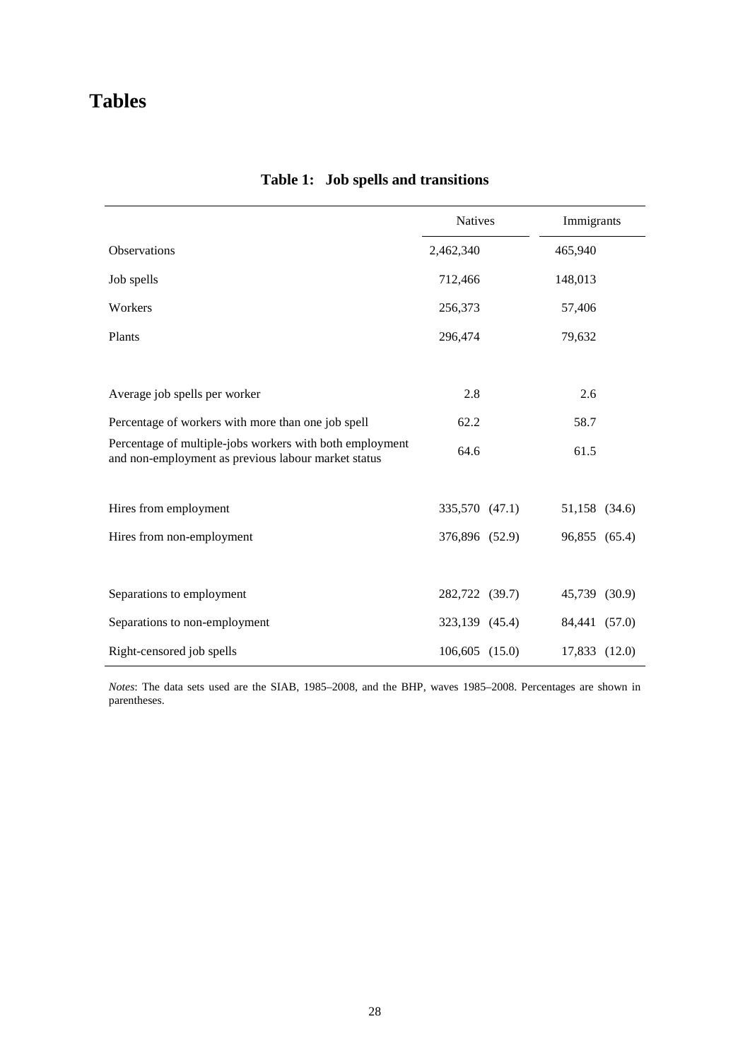# Tables

**Table 1: Job spells and transitions**

| | Natives | | Immigrants | |
|---|---|---|---|---|
| Observations | 2,462,340 | | 465,940 | |
| Job spells | 712,466 | | 148,013 | |
| Workers | 256,373 | | 57,406 | |
| Plants | 296,474 | | 79,632 | |
| | | | | |
| Average job spells per worker | 2.8 | | 2.6 | |
| Percentage of workers with more than one job spell | 62.2 | | 58.7 | |
| Percentage of multiple-jobs workers with both employment and non-employment as previous labour market status | 64.6 | | 61.5 | |
| | | | | |
| Hires from employment | 335,570 | (47.1) | 51,158 | (34.6) |
| Hires from non-employment | 376,896 | (52.9) | 96,855 | (65.4) |
| | | | | |
| Separations to employment | 282,722 | (39.7) | 45,739 | (30.9) |
| Separations to non-employment | 323,139 | (45.4) | 84,441 | (57.0) |
| Right-censored job spells | 106,605 | (15.0) | 17,833 | (12.0) |

*Notes*: The data sets used are the SIAB, 1985–2008, and the BHP, waves 1985–2008. Percentages are shown in parentheses.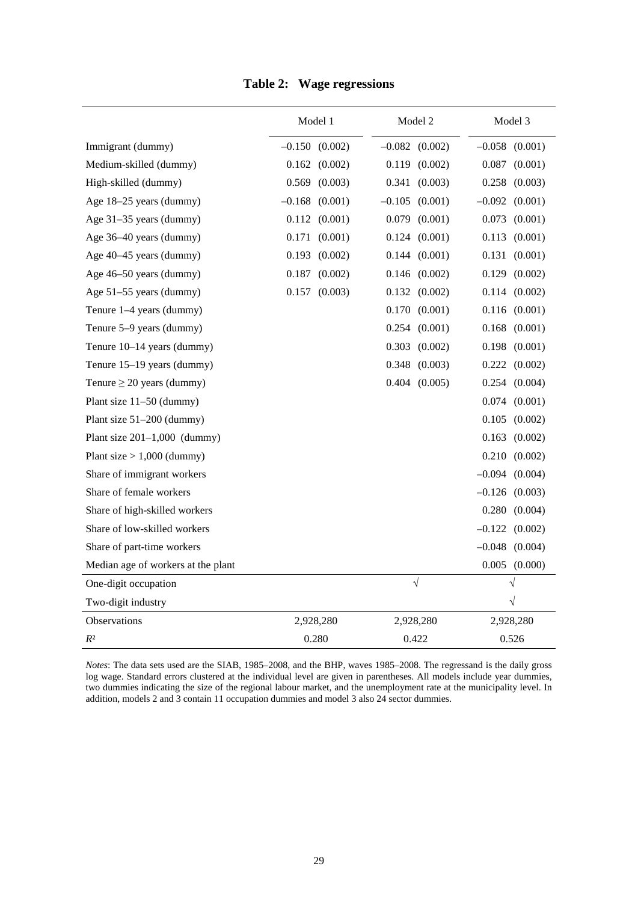**Table 2: Wage regressions**

| | Model 1 | | Model 2 | | Model 3 | |
|---|---|---|---|---|---|---|
| Immigrant (dummy) | –0.150 | (0.002) | –0.082 | (0.002) | –0.058 | (0.001) |
| Medium-skilled (dummy) | 0.162 | (0.002) | 0.119 | (0.002) | 0.087 | (0.001) |
| High-skilled (dummy) | 0.569 | (0.003) | 0.341 | (0.003) | 0.258 | (0.003) |
| Age 18–25 years (dummy) | –0.168 | (0.001) | –0.105 | (0.001) | –0.092 | (0.001) |
| Age 31–35 years (dummy) | 0.112 | (0.001) | 0.079 | (0.001) | 0.073 | (0.001) |
| Age 36–40 years (dummy) | 0.171 | (0.001) | 0.124 | (0.001) | 0.113 | (0.001) |
| Age 40–45 years (dummy) | 0.193 | (0.002) | 0.144 | (0.001) | 0.131 | (0.001) |
| Age 46–50 years (dummy) | 0.187 | (0.002) | 0.146 | (0.002) | 0.129 | (0.002) |
| Age 51–55 years (dummy) | 0.157 | (0.003) | 0.132 | (0.002) | 0.114 | (0.002) |
| Tenure 1–4 years (dummy) | | | 0.170 | (0.001) | 0.116 | (0.001) |
| Tenure 5–9 years (dummy) | | | 0.254 | (0.001) | 0.168 | (0.001) |
| Tenure 10–14 years (dummy) | | | 0.303 | (0.002) | 0.198 | (0.001) |
| Tenure 15–19 years (dummy) | | | 0.348 | (0.003) | 0.222 | (0.002) |
| Tenure ≥ 20 years (dummy) | | | 0.404 | (0.005) | 0.254 | (0.004) |
| Plant size 11–50 (dummy) | | | | | 0.074 | (0.001) |
| Plant size 51–200 (dummy) | | | | | 0.105 | (0.002) |
| Plant size 201–1,000 (dummy) | | | | | 0.163 | (0.002) |
| Plant size > 1,000 (dummy) | | | | | 0.210 | (0.002) |
| Share of immigrant workers | | | | | –0.094 | (0.004) |
| Share of female workers | | | | | –0.126 | (0.003) |
| Share of high-skilled workers | | | | | 0.280 | (0.004) |
| Share of low-skilled workers | | | | | –0.122 | (0.002) |
| Share of part-time workers | | | | | –0.048 | (0.004) |
| Median age of workers at the plant | | | | | 0.005 | (0.000) |
| One-digit occupation | | | √ | | √ | |
| Two-digit industry | | | | | √ | |
| Observations | 2,928,280 | | 2,928,280 | | 2,928,280 | |
| $R^2$ | 0.280 | | 0.422 | | 0.526 | |

*Notes*: The data sets used are the SIAB, 1985–2008, and the BHP, waves 1985–2008. The regressand is the daily gross log wage. Standard errors clustered at the individual level are given in parentheses. All models include year dummies, two dummies indicating the size of the regional labour market, and the unemployment rate at the municipality level. In addition, models 2 and 3 contain 11 occupation dummies and model 3 also 24 sector dummies.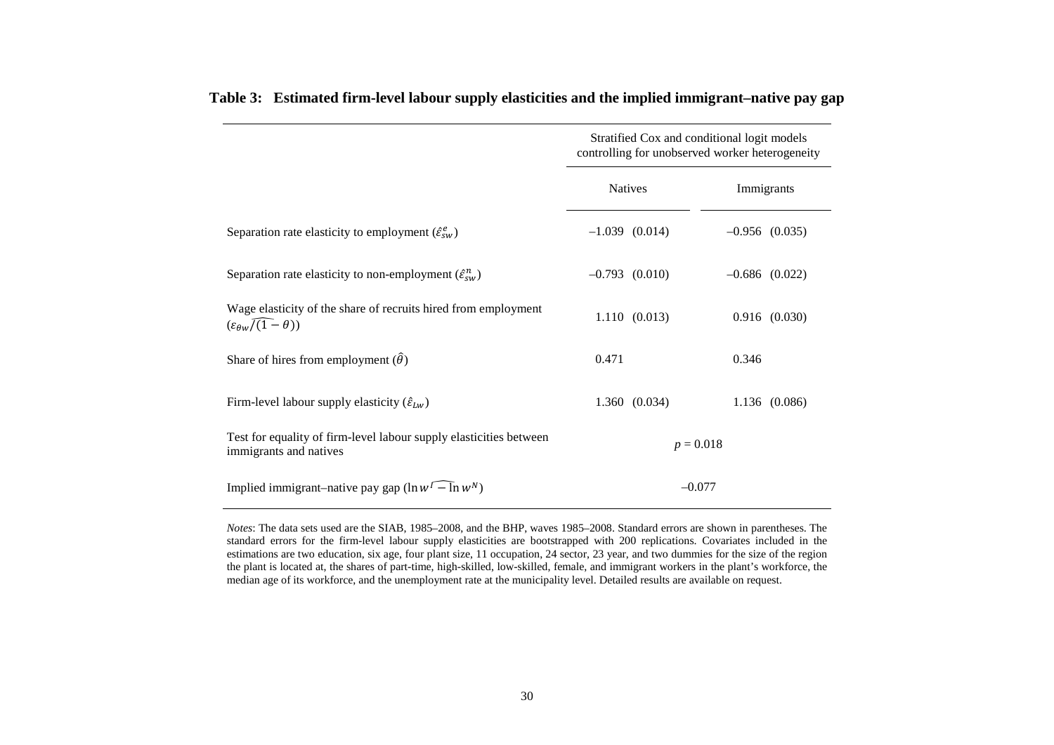**Table 3: Estimated firm-level labour supply elasticities and the implied immigrant–native pay gap**

| | Stratified Cox and conditional logit models controlling for unobserved worker heterogeneity | |
|---|---|---|
| | Natives | Immigrants |
| Separation rate elasticity to employment ($\hat{\varepsilon}_{sw}^{e}$) | –1.039 (0.014) | –0.956 (0.035) |
| Separation rate elasticity to non-employment ($\hat{\varepsilon}_{sw}^{n}$) | –0.793 (0.010) | –0.686 (0.022) |
| Wage elasticity of the share of recruits hired from employment ($\widehat{\varepsilon_{\theta w}/(1-\theta)}$) | 1.110 (0.013) | 0.916 (0.030) |
| Share of hires from employment ($\hat{\theta}$) | 0.471 | 0.346 |
| Firm-level labour supply elasticity ($\hat{\varepsilon}_{Lw}$) | 1.360 (0.034) | 1.136 (0.086) |
| Test for equality of firm-level labour supply elasticities between immigrants and natives | $p = 0.018$ | |
| Implied immigrant–native pay gap ($\widehat{\ln w^{I} - \ln w^{N}}$) | –0.077 | |

*Notes*: The data sets used are the SIAB, 1985–2008, and the BHP, waves 1985–2008. Standard errors are shown in parentheses. The standard errors for the firm-level labour supply elasticities are bootstrapped with 200 replications. Covariates included in the estimations are two education, six age, four plant size, 11 occupation, 24 sector, 23 year, and two dummies for the size of the region the plant is located at, the shares of part-time, high-skilled, low-skilled, female, and immigrant workers in the plant's workforce, the median age of its workforce, and the unemployment rate at the municipality level. Detailed results are available on request.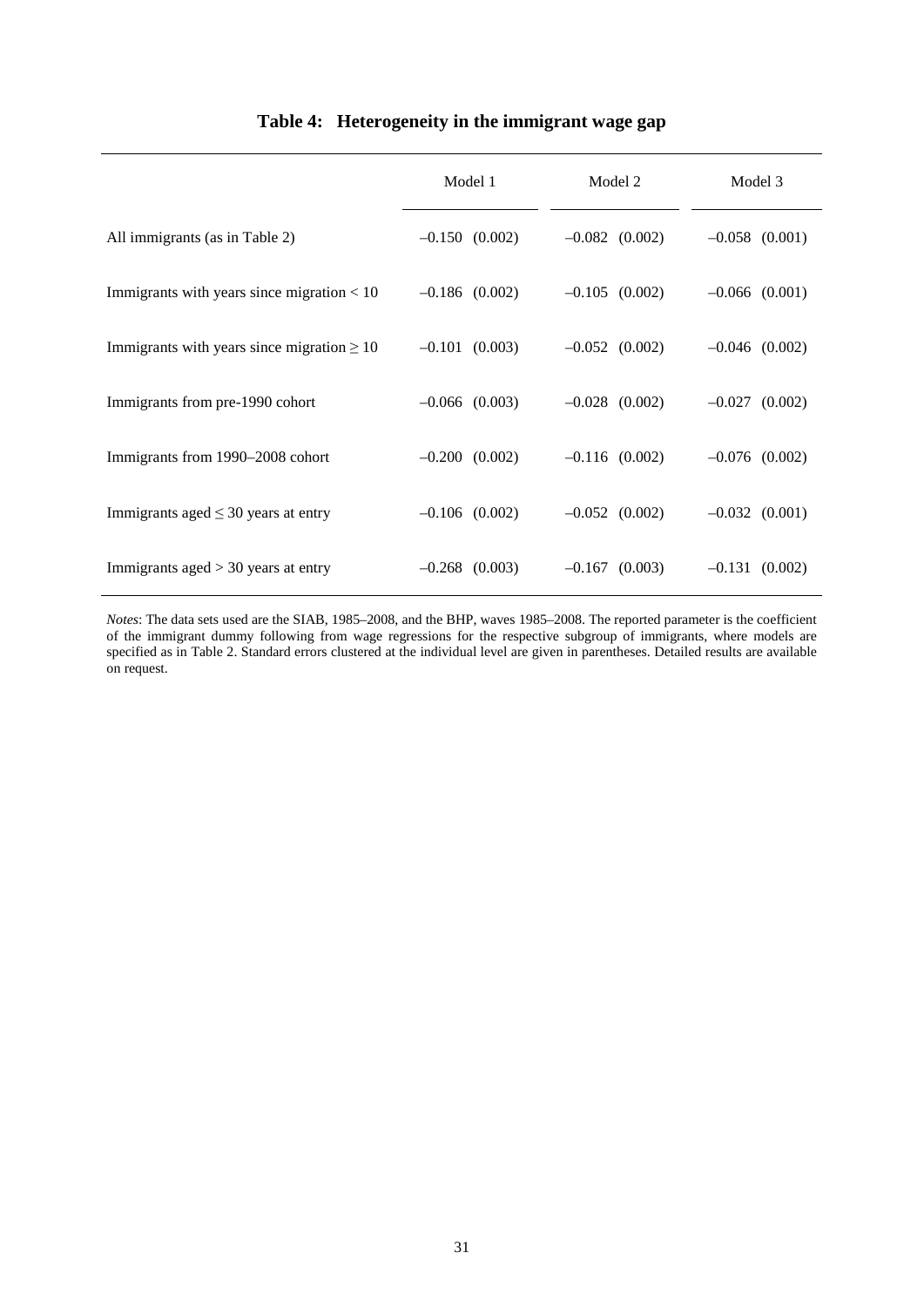**Table 4: Heterogeneity in the immigrant wage gap**

| | Model 1 | Model 2 | Model 3 |
|---|---|---|---|
| All immigrants (as in Table 2) | –0.150 (0.002) | –0.082 (0.002) | –0.058 (0.001) |
| Immigrants with years since migration < 10 | –0.186 (0.002) | –0.105 (0.002) | –0.066 (0.001) |
| Immigrants with years since migration ≥ 10 | –0.101 (0.003) | –0.052 (0.002) | –0.046 (0.002) |
| Immigrants from pre-1990 cohort | –0.066 (0.003) | –0.028 (0.002) | –0.027 (0.002) |
| Immigrants from 1990–2008 cohort | –0.200 (0.002) | –0.116 (0.002) | –0.076 (0.002) |
| Immigrants aged ≤ 30 years at entry | –0.106 (0.002) | –0.052 (0.002) | –0.032 (0.001) |
| Immigrants aged > 30 years at entry | –0.268 (0.003) | –0.167 (0.003) | –0.131 (0.002) |

*Notes*: The data sets used are the SIAB, 1985–2008, and the BHP, waves 1985–2008. The reported parameter is the coefficient of the immigrant dummy following from wage regressions for the respective subgroup of immigrants, where models are specified as in Table 2. Standard errors clustered at the individual level are given in parentheses. Detailed results are available on request.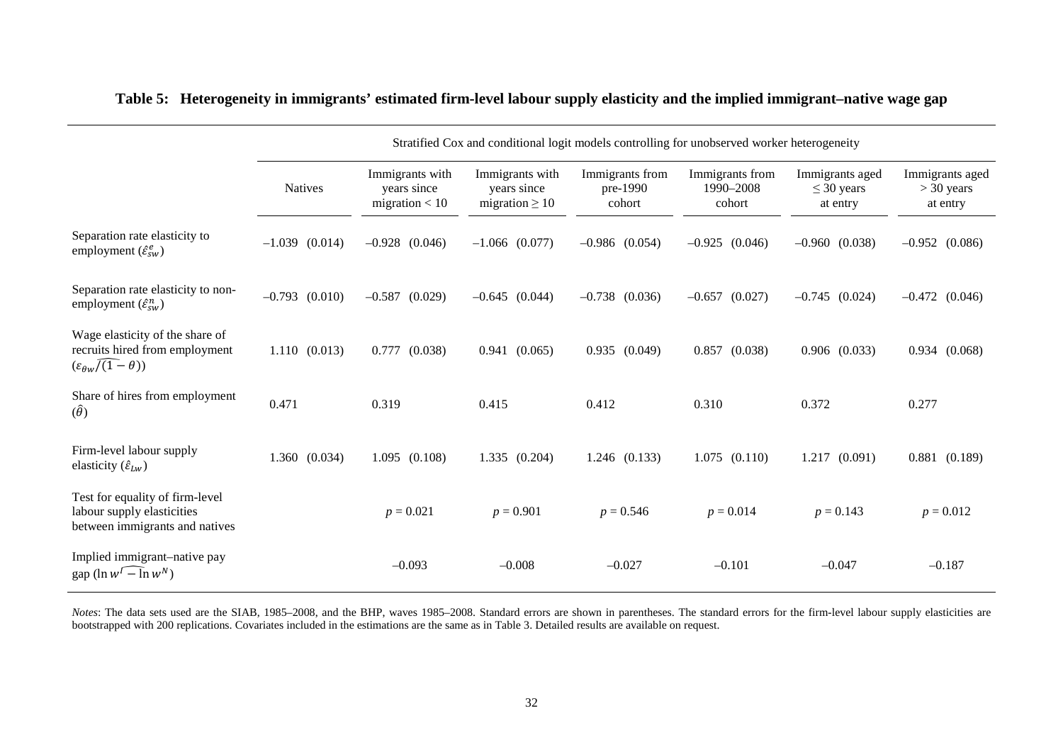**Table 5: Heterogeneity in immigrants' estimated firm-level labour supply elasticity and the implied immigrant–native wage gap**

| | Stratified Cox and conditional logit models controlling for unobserved worker heterogeneity | | | | | | |
|---|---|---|---|---|---|---|---|
| | Natives | Immigrants with years since migration < 10 | Immigrants with years since migration ≥ 10 | Immigrants from pre-1990 cohort | Immigrants from 1990–2008 cohort | Immigrants aged ≤ 30 years at entry | Immigrants aged > 30 years at entry |
| Separation rate elasticity to employment ($\hat{\varepsilon}^{e}_{sw}$) | –1.039 (0.014) | –0.928 (0.046) | –1.066 (0.077) | –0.986 (0.054) | –0.925 (0.046) | –0.960 (0.038) | –0.952 (0.086) |
| Separation rate elasticity to non-employment ($\hat{\varepsilon}^{n}_{sw}$) | –0.793 (0.010) | –0.587 (0.029) | –0.645 (0.044) | –0.738 (0.036) | –0.657 (0.027) | –0.745 (0.024) | –0.472 (0.046) |
| Wage elasticity of the share of recruits hired from employment ($\widehat{\varepsilon_{\theta w}/(1-\theta)}$) | 1.110 (0.013) | 0.777 (0.038) | 0.941 (0.065) | 0.935 (0.049) | 0.857 (0.038) | 0.906 (0.033) | 0.934 (0.068) |
| Share of hires from employment ($\hat{\theta}$) | 0.471 | 0.319 | 0.415 | 0.412 | 0.310 | 0.372 | 0.277 |
| Firm-level labour supply elasticity ($\hat{\varepsilon}_{Lw}$) | 1.360 (0.034) | 1.095 (0.108) | 1.335 (0.204) | 1.246 (0.133) | 1.075 (0.110) | 1.217 (0.091) | 0.881 (0.189) |
| Test for equality of firm-level labour supply elasticities between immigrants and natives | | $p = 0.021$ | $p = 0.901$ | $p = 0.546$ | $p = 0.014$ | $p = 0.143$ | $p = 0.012$ |
| Implied immigrant–native pay gap ($\widehat{\ln w^{I} - \ln w^{N}}$) | | –0.093 | –0.008 | –0.027 | –0.101 | –0.047 | –0.187 |

*Notes*: The data sets used are the SIAB, 1985–2008, and the BHP, waves 1985–2008. Standard errors are shown in parentheses. The standard errors for the firm-level labour supply elasticities are bootstrapped with 200 replications. Covariates included in the estimations are the same as in Table 3. Detailed results are available on request.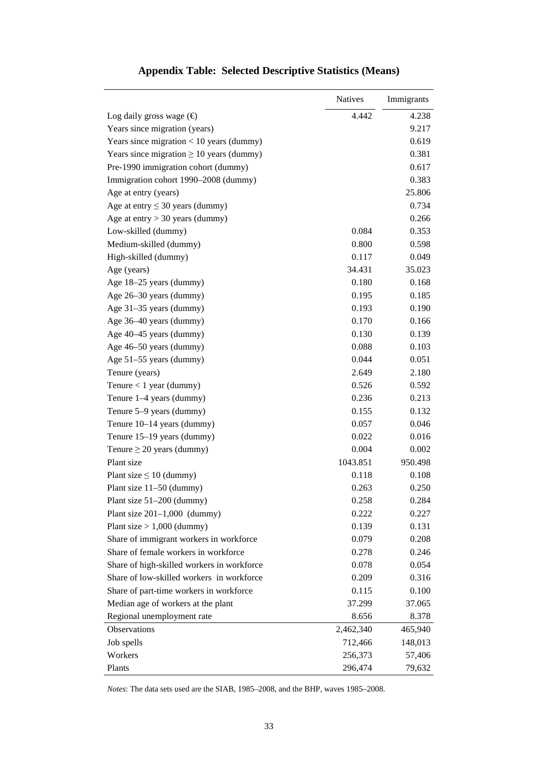## Appendix Table: Selected Descriptive Statistics (Means)

| | Natives | Immigrants |
|---|---|---|
| Log daily gross wage (€) | 4.442 | 4.238 |
| Years since migration (years) | | 9.217 |
| Years since migration < 10 years (dummy) | | 0.619 |
| Years since migration ≥ 10 years (dummy) | | 0.381 |
| Pre-1990 immigration cohort (dummy) | | 0.617 |
| Immigration cohort 1990–2008 (dummy) | | 0.383 |
| Age at entry (years) | | 25.806 |
| Age at entry ≤ 30 years (dummy) | | 0.734 |
| Age at entry > 30 years (dummy) | | 0.266 |
| Low-skilled (dummy) | 0.084 | 0.353 |
| Medium-skilled (dummy) | 0.800 | 0.598 |
| High-skilled (dummy) | 0.117 | 0.049 |
| Age (years) | 34.431 | 35.023 |
| Age 18–25 years (dummy) | 0.180 | 0.168 |
| Age 26–30 years (dummy) | 0.195 | 0.185 |
| Age 31–35 years (dummy) | 0.193 | 0.190 |
| Age 36–40 years (dummy) | 0.170 | 0.166 |
| Age 40–45 years (dummy) | 0.130 | 0.139 |
| Age 46–50 years (dummy) | 0.088 | 0.103 |
| Age 51–55 years (dummy) | 0.044 | 0.051 |
| Tenure (years) | 2.649 | 2.180 |
| Tenure < 1 year (dummy) | 0.526 | 0.592 |
| Tenure 1–4 years (dummy) | 0.236 | 0.213 |
| Tenure 5–9 years (dummy) | 0.155 | 0.132 |
| Tenure 10–14 years (dummy) | 0.057 | 0.046 |
| Tenure 15–19 years (dummy) | 0.022 | 0.016 |
| Tenure ≥ 20 years (dummy) | 0.004 | 0.002 |
| Plant size | 1043.851 | 950.498 |
| Plant size ≤ 10 (dummy) | 0.118 | 0.108 |
| Plant size 11–50 (dummy) | 0.263 | 0.250 |
| Plant size 51–200 (dummy) | 0.258 | 0.284 |
| Plant size 201–1,000 (dummy) | 0.222 | 0.227 |
| Plant size > 1,000 (dummy) | 0.139 | 0.131 |
| Share of immigrant workers in workforce | 0.079 | 0.208 |
| Share of female workers in workforce | 0.278 | 0.246 |
| Share of high-skilled workers in workforce | 0.078 | 0.054 |
| Share of low-skilled workers in workforce | 0.209 | 0.316 |
| Share of part-time workers in workforce | 0.115 | 0.100 |
| Median age of workers at the plant | 37.299 | 37.065 |
| Regional unemployment rate | 8.656 | 8.378 |
| Observations | 2,462,340 | 465,940 |
| Job spells | 712,466 | 148,013 |
| Workers | 256,373 | 57,406 |
| Plants | 296,474 | 79,632 |

*Notes*: The data sets used are the SIAB, 1985–2008, and the BHP, waves 1985–2008.